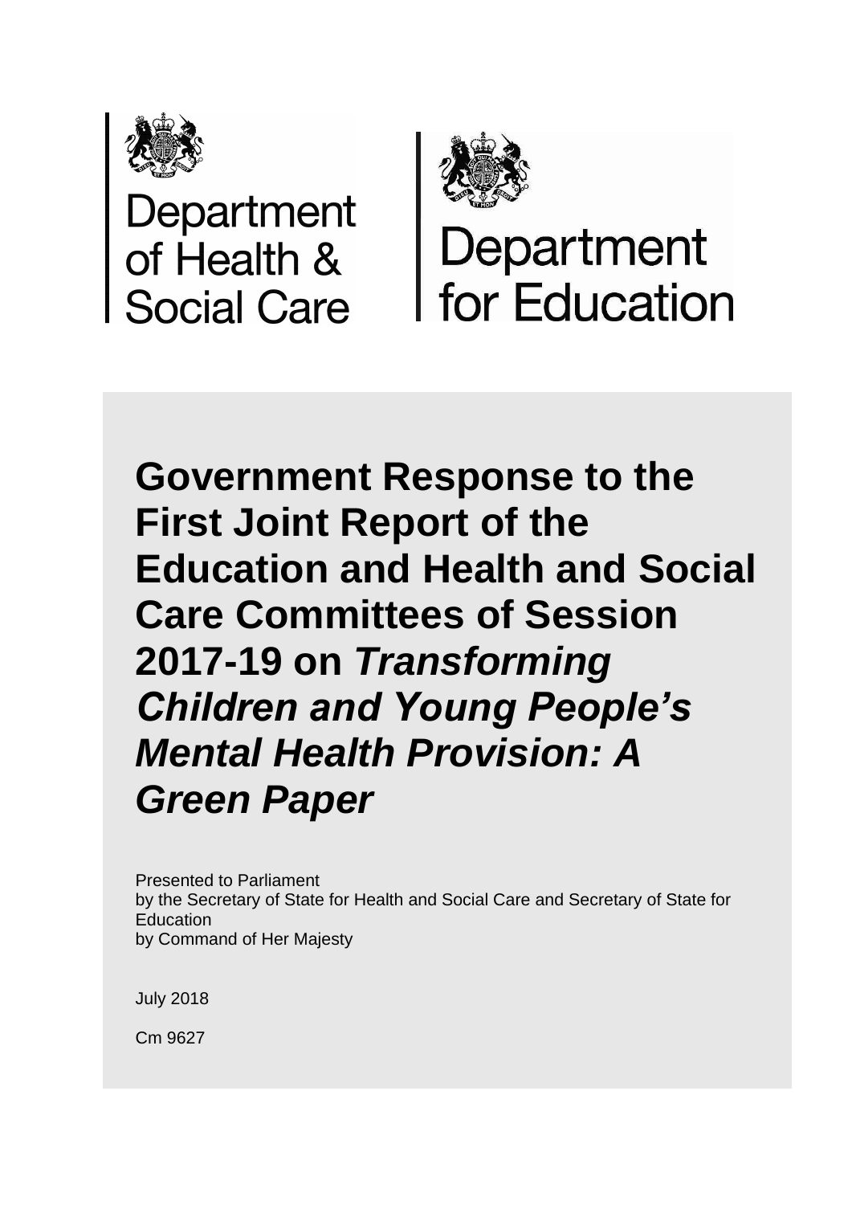Department of Health & Social Care

Department for Education

# Government Response to the First Joint Report of the Education and Health and Social Care Committees of Session 2017-19 on *Transforming Children and Young People's Mental Health Provision: A Green Paper*

Presented to Parliament
by the Secretary of State for Health and Social Care and Secretary of State for Education
by Command of Her Majesty

July 2018

Cm 9627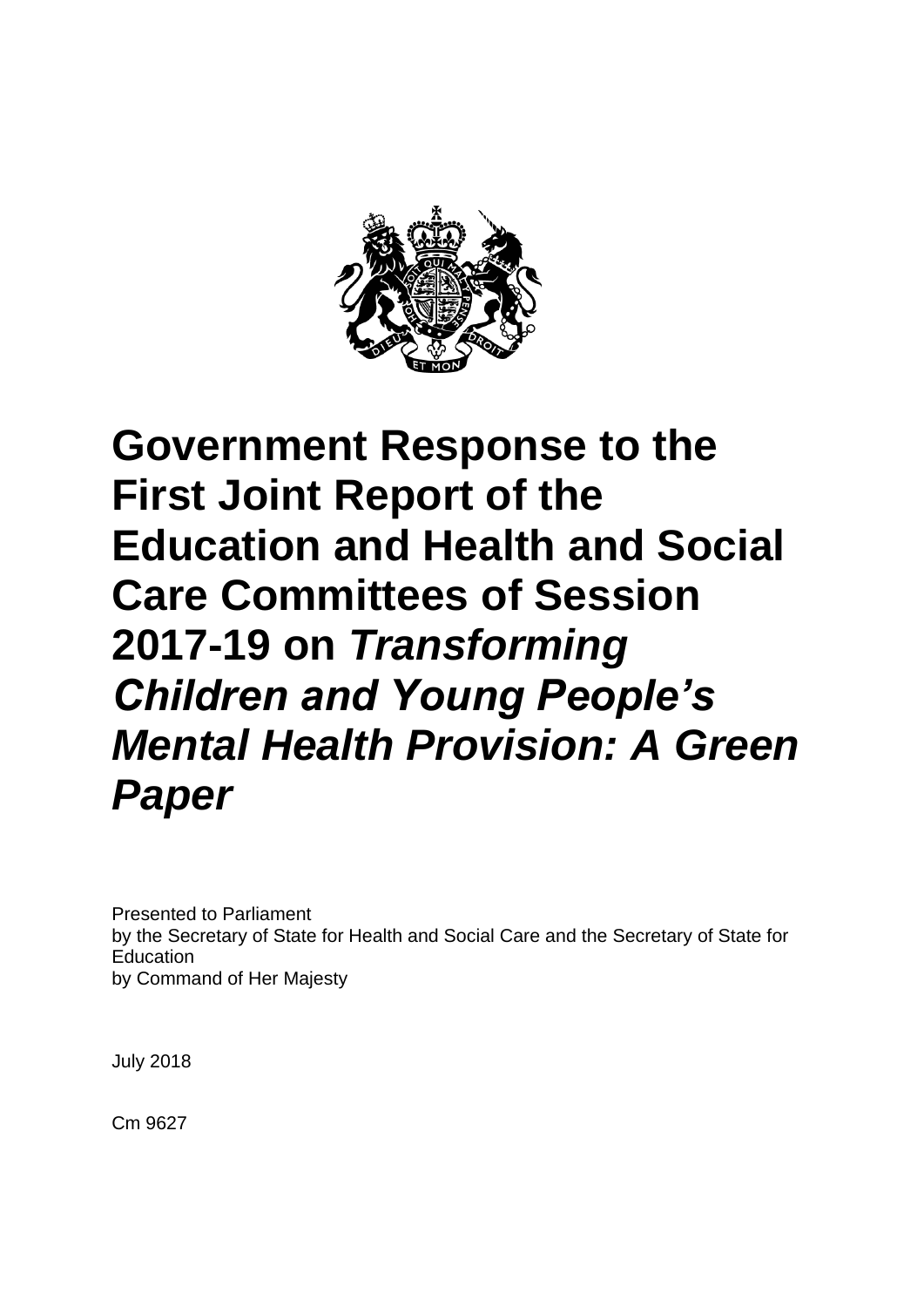# Government Response to the First Joint Report of the Education and Health and Social Care Committees of Session 2017-19 on *Transforming Children and Young People's Mental Health Provision: A Green Paper*

Presented to Parliament
by the Secretary of State for Health and Social Care and the Secretary of State for Education
by Command of Her Majesty

July 2018

Cm 9627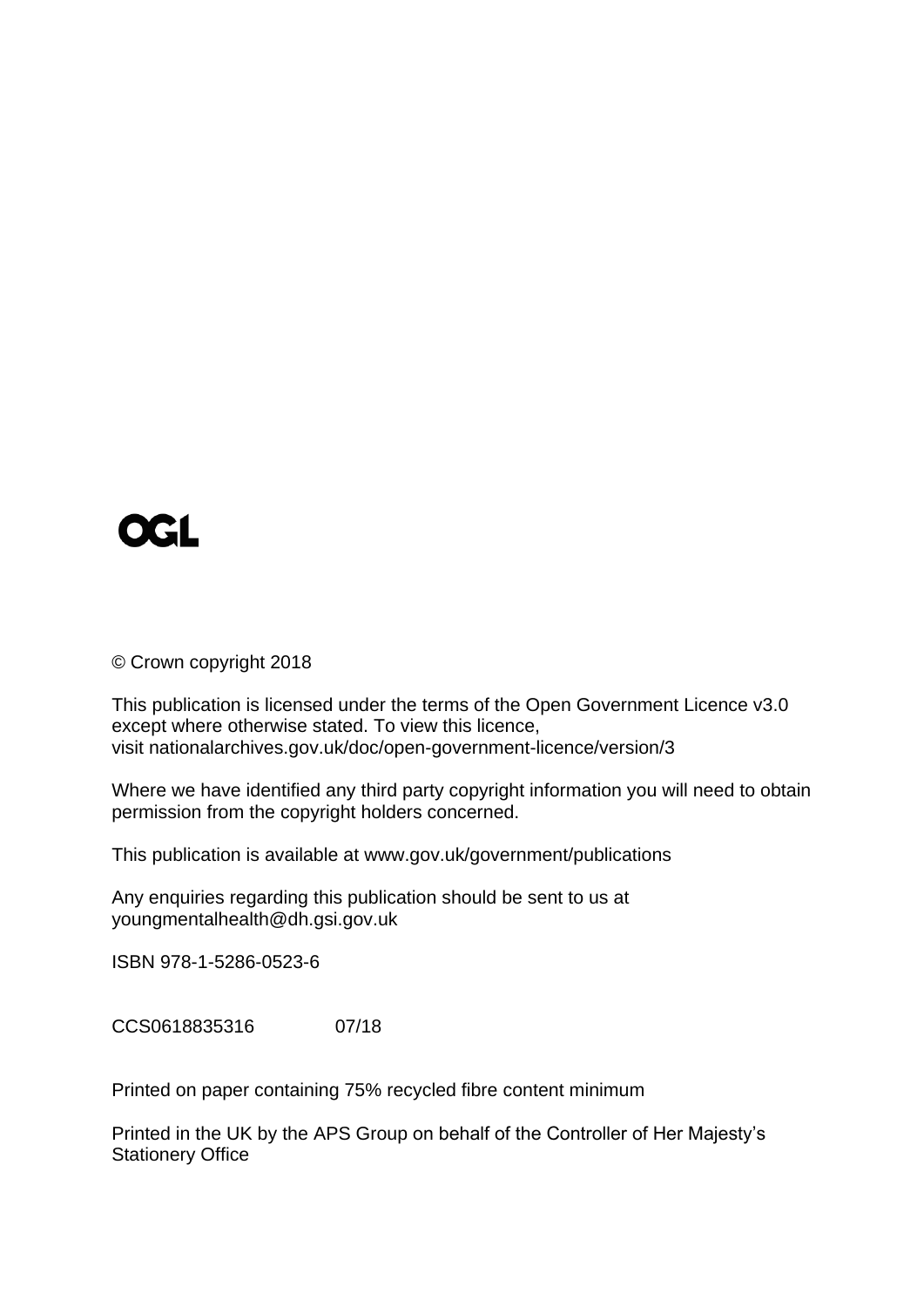OGL

© Crown copyright 2018

This publication is licensed under the terms of the Open Government Licence v3.0 except where otherwise stated. To view this licence, visit nationalarchives.gov.uk/doc/open-government-licence/version/3

Where we have identified any third party copyright information you will need to obtain permission from the copyright holders concerned.

This publication is available at www.gov.uk/government/publications

Any enquiries regarding this publication should be sent to us at youngmentalhealth@dh.gsi.gov.uk

ISBN 978-1-5286-0523-6

CCS0618835316 07/18

Printed on paper containing 75% recycled fibre content minimum

Printed in the UK by the APS Group on behalf of the Controller of Her Majesty's Stationery Office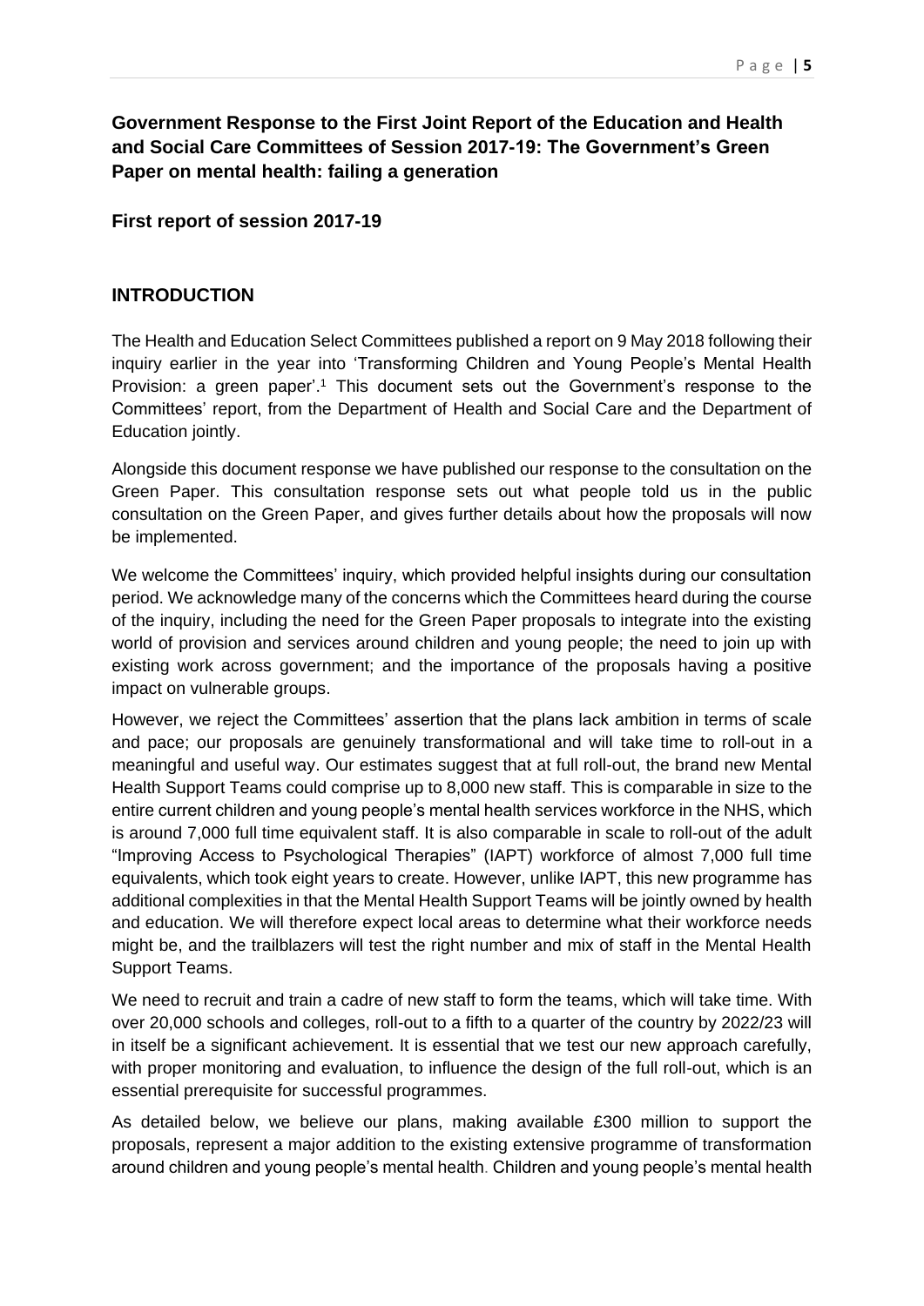## Government Response to the First Joint Report of the Education and Health and Social Care Committees of Session 2017-19: The Government's Green Paper on mental health: failing a generation

### First report of session 2017-19

### INTRODUCTION

The Health and Education Select Committees published a report on 9 May 2018 following their inquiry earlier in the year into 'Transforming Children and Young People's Mental Health Provision: a green paper'.[1] This document sets out the Government's response to the Committees' report, from the Department of Health and Social Care and the Department of Education jointly.

Alongside this document response we have published our response to the consultation on the Green Paper. This consultation response sets out what people told us in the public consultation on the Green Paper, and gives further details about how the proposals will now be implemented.

We welcome the Committees' inquiry, which provided helpful insights during our consultation period. We acknowledge many of the concerns which the Committees heard during the course of the inquiry, including the need for the Green Paper proposals to integrate into the existing world of provision and services around children and young people; the need to join up with existing work across government; and the importance of the proposals having a positive impact on vulnerable groups.

However, we reject the Committees' assertion that the plans lack ambition in terms of scale and pace; our proposals are genuinely transformational and will take time to roll-out in a meaningful and useful way. Our estimates suggest that at full roll-out, the brand new Mental Health Support Teams could comprise up to 8,000 new staff. This is comparable in size to the entire current children and young people's mental health services workforce in the NHS, which is around 7,000 full time equivalent staff. It is also comparable in scale to roll-out of the adult "Improving Access to Psychological Therapies" (IAPT) workforce of almost 7,000 full time equivalents, which took eight years to create. However, unlike IAPT, this new programme has additional complexities in that the Mental Health Support Teams will be jointly owned by health and education. We will therefore expect local areas to determine what their workforce needs might be, and the trailblazers will test the right number and mix of staff in the Mental Health Support Teams.

We need to recruit and train a cadre of new staff to form the teams, which will take time. With over 20,000 schools and colleges, roll-out to a fifth to a quarter of the country by 2022/23 will in itself be a significant achievement. It is essential that we test our new approach carefully, with proper monitoring and evaluation, to influence the design of the full roll-out, which is an essential prerequisite for successful programmes.

As detailed below, we believe our plans, making available £300 million to support the proposals, represent a major addition to the existing extensive programme of transformation around children and young people's mental health. Children and young people's mental health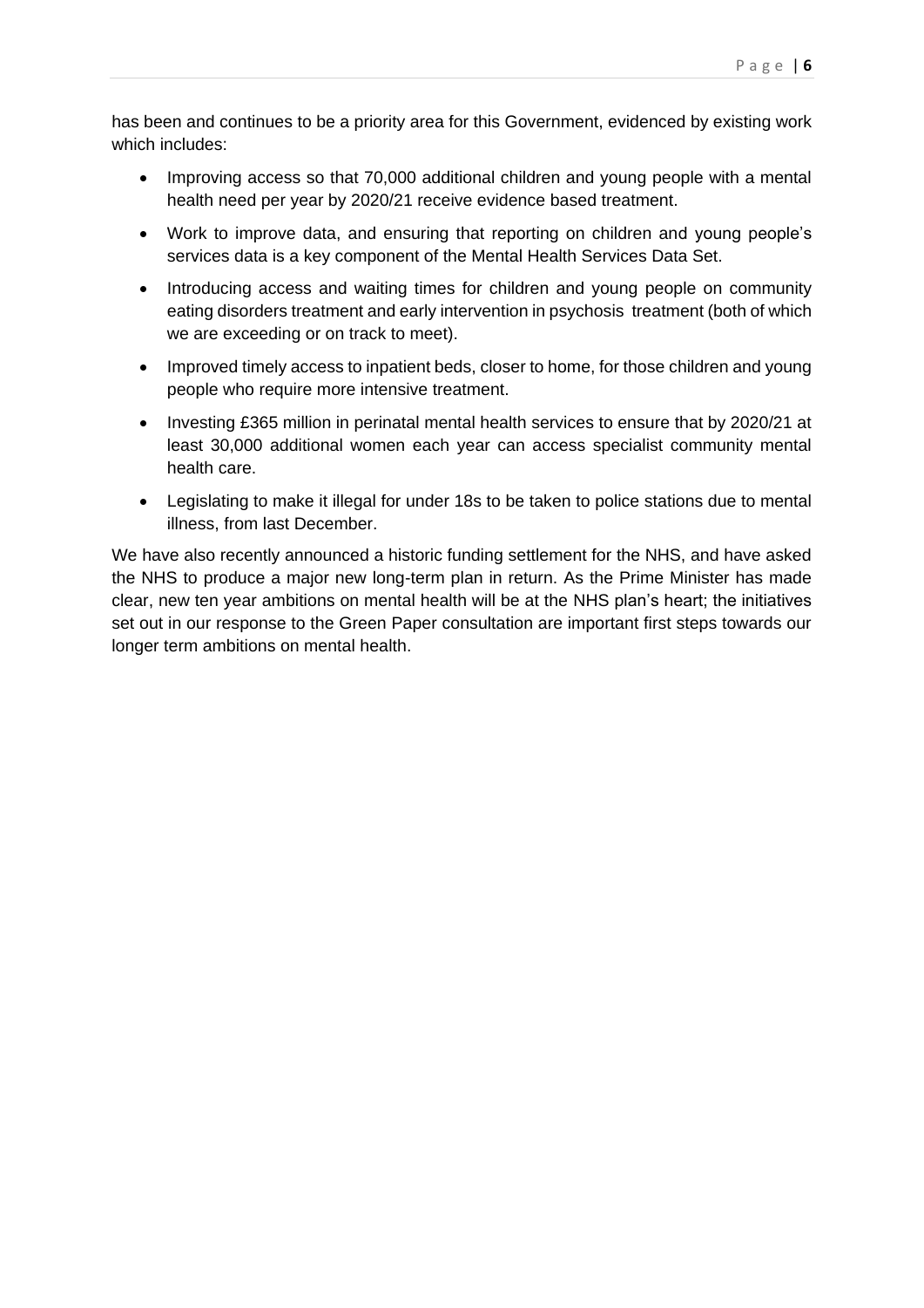has been and continues to be a priority area for this Government, evidenced by existing work which includes:

- Improving access so that 70,000 additional children and young people with a mental health need per year by 2020/21 receive evidence based treatment.
- Work to improve data, and ensuring that reporting on children and young people's services data is a key component of the Mental Health Services Data Set.
- Introducing access and waiting times for children and young people on community eating disorders treatment and early intervention in psychosis treatment (both of which we are exceeding or on track to meet).
- Improved timely access to inpatient beds, closer to home, for those children and young people who require more intensive treatment.
- Investing £365 million in perinatal mental health services to ensure that by 2020/21 at least 30,000 additional women each year can access specialist community mental health care.
- Legislating to make it illegal for under 18s to be taken to police stations due to mental illness, from last December.

We have also recently announced a historic funding settlement for the NHS, and have asked the NHS to produce a major new long-term plan in return. As the Prime Minister has made clear, new ten year ambitions on mental health will be at the NHS plan's heart; the initiatives set out in our response to the Green Paper consultation are important first steps towards our longer term ambitions on mental health.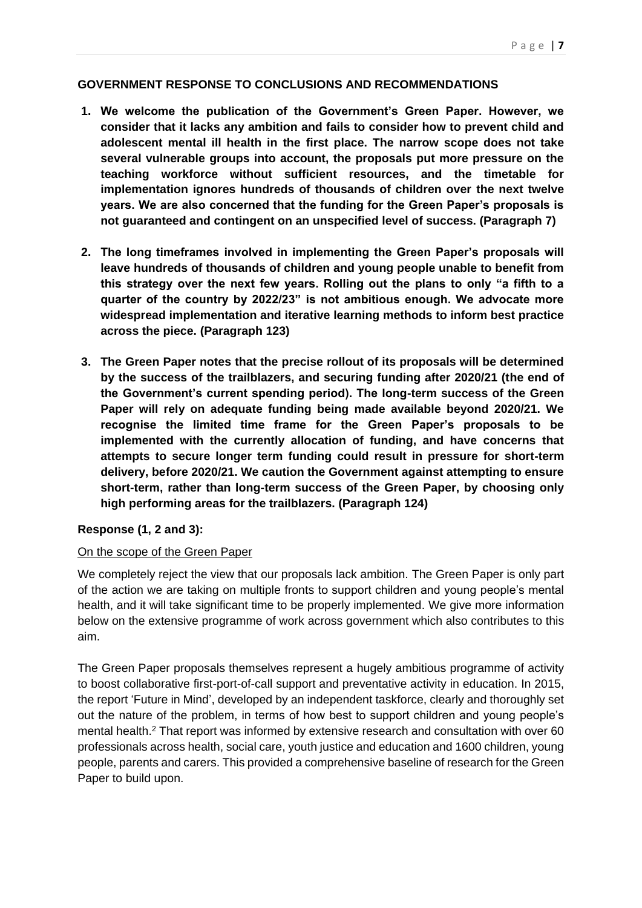## GOVERNMENT RESPONSE TO CONCLUSIONS AND RECOMMENDATIONS

1. **We welcome the publication of the Government's Green Paper. However, we consider that it lacks any ambition and fails to consider how to prevent child and adolescent mental ill health in the first place. The narrow scope does not take several vulnerable groups into account, the proposals put more pressure on the teaching workforce without sufficient resources, and the timetable for implementation ignores hundreds of thousands of children over the next twelve years. We are also concerned that the funding for the Green Paper's proposals is not guaranteed and contingent on an unspecified level of success. (Paragraph 7)**

2. **The long timeframes involved in implementing the Green Paper's proposals will leave hundreds of thousands of children and young people unable to benefit from this strategy over the next few years. Rolling out the plans to only "a fifth to a quarter of the country by 2022/23" is not ambitious enough. We advocate more widespread implementation and iterative learning methods to inform best practice across the piece. (Paragraph 123)**

3. **The Green Paper notes that the precise rollout of its proposals will be determined by the success of the trailblazers, and securing funding after 2020/21 (the end of the Government's current spending period). The long-term success of the Green Paper will rely on adequate funding being made available beyond 2020/21. We recognise the limited time frame for the Green Paper's proposals to be implemented with the currently allocation of funding, and have concerns that attempts to secure longer term funding could result in pressure for short-term delivery, before 2020/21. We caution the Government against attempting to ensure short-term, rather than long-term success of the Green Paper, by choosing only high performing areas for the trailblazers. (Paragraph 124)**

**Response (1, 2 and 3):**

On the scope of the Green Paper

We completely reject the view that our proposals lack ambition. The Green Paper is only part of the action we are taking on multiple fronts to support children and young people's mental health, and it will take significant time to be properly implemented. We give more information below on the extensive programme of work across government which also contributes to this aim.

The Green Paper proposals themselves represent a hugely ambitious programme of activity to boost collaborative first-port-of-call support and preventative activity in education. In 2015, the report 'Future in Mind', developed by an independent taskforce, clearly and thoroughly set out the nature of the problem, in terms of how best to support children and young people's mental health.[2] That report was informed by extensive research and consultation with over 60 professionals across health, social care, youth justice and education and 1600 children, young people, parents and carers. This provided a comprehensive baseline of research for the Green Paper to build upon.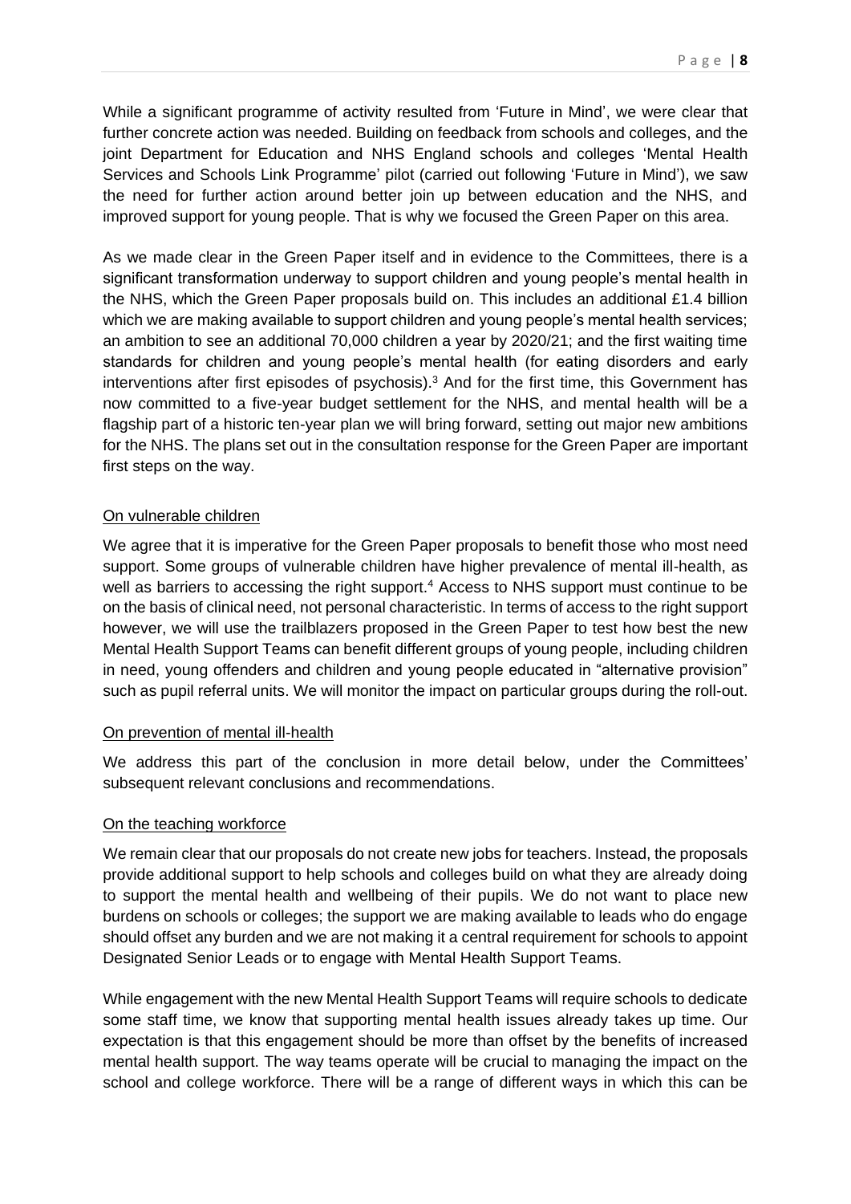While a significant programme of activity resulted from 'Future in Mind', we were clear that further concrete action was needed. Building on feedback from schools and colleges, and the joint Department for Education and NHS England schools and colleges 'Mental Health Services and Schools Link Programme' pilot (carried out following 'Future in Mind'), we saw the need for further action around better join up between education and the NHS, and improved support for young people. That is why we focused the Green Paper on this area.

As we made clear in the Green Paper itself and in evidence to the Committees, there is a significant transformation underway to support children and young people's mental health in the NHS, which the Green Paper proposals build on. This includes an additional £1.4 billion which we are making available to support children and young people's mental health services; an ambition to see an additional 70,000 children a year by 2020/21; and the first waiting time standards for children and young people's mental health (for eating disorders and early interventions after first episodes of psychosis).[3] And for the first time, this Government has now committed to a five-year budget settlement for the NHS, and mental health will be a flagship part of a historic ten-year plan we will bring forward, setting out major new ambitions for the NHS. The plans set out in the consultation response for the Green Paper are important first steps on the way.

On vulnerable children

We agree that it is imperative for the Green Paper proposals to benefit those who most need support. Some groups of vulnerable children have higher prevalence of mental ill-health, as well as barriers to accessing the right support.[4] Access to NHS support must continue to be on the basis of clinical need, not personal characteristic. In terms of access to the right support however, we will use the trailblazers proposed in the Green Paper to test how best the new Mental Health Support Teams can benefit different groups of young people, including children in need, young offenders and children and young people educated in "alternative provision" such as pupil referral units. We will monitor the impact on particular groups during the roll-out.

On prevention of mental ill-health

We address this part of the conclusion in more detail below, under the Committees' subsequent relevant conclusions and recommendations.

On the teaching workforce

We remain clear that our proposals do not create new jobs for teachers. Instead, the proposals provide additional support to help schools and colleges build on what they are already doing to support the mental health and wellbeing of their pupils. We do not want to place new burdens on schools or colleges; the support we are making available to leads who do engage should offset any burden and we are not making it a central requirement for schools to appoint Designated Senior Leads or to engage with Mental Health Support Teams.

While engagement with the new Mental Health Support Teams will require schools to dedicate some staff time, we know that supporting mental health issues already takes up time. Our expectation is that this engagement should be more than offset by the benefits of increased mental health support. The way teams operate will be crucial to managing the impact on the school and college workforce. There will be a range of different ways in which this can be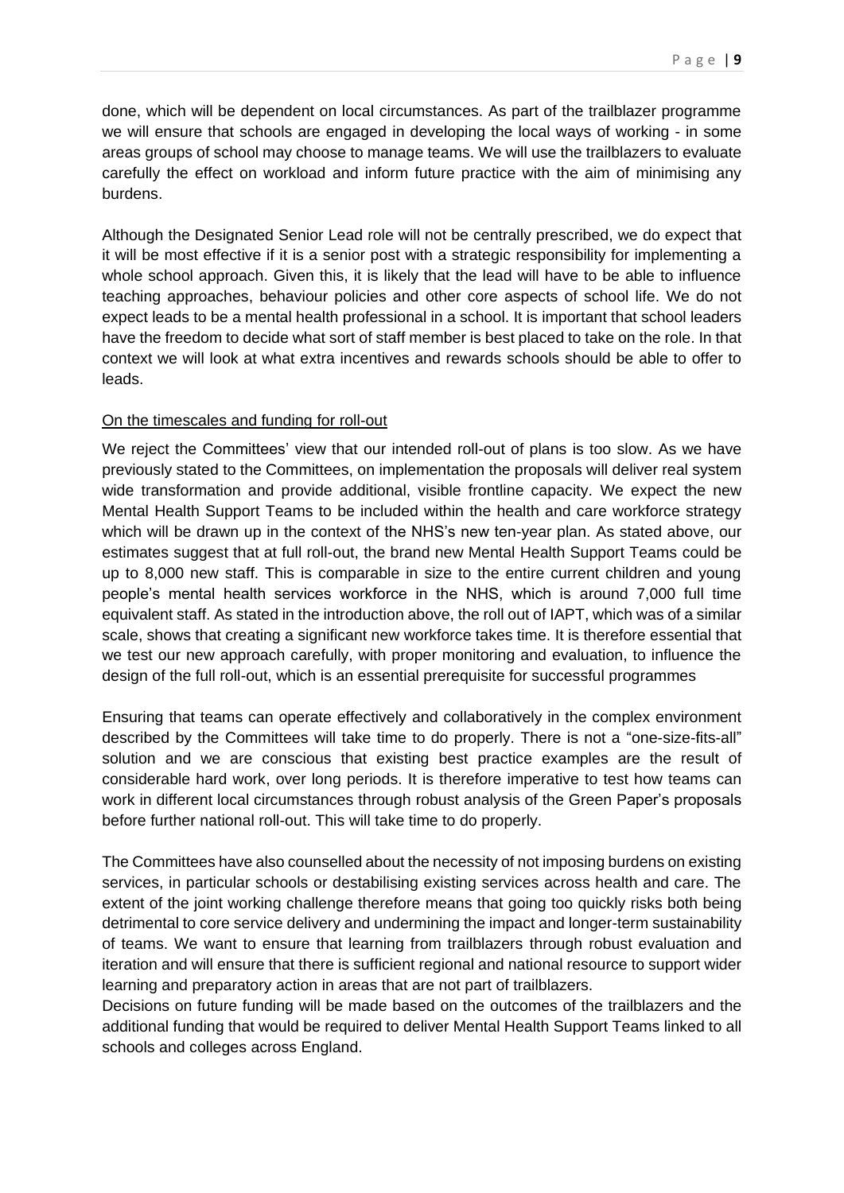done, which will be dependent on local circumstances. As part of the trailblazer programme we will ensure that schools are engaged in developing the local ways of working - in some areas groups of school may choose to manage teams. We will use the trailblazers to evaluate carefully the effect on workload and inform future practice with the aim of minimising any burdens.

Although the Designated Senior Lead role will not be centrally prescribed, we do expect that it will be most effective if it is a senior post with a strategic responsibility for implementing a whole school approach. Given this, it is likely that the lead will have to be able to influence teaching approaches, behaviour policies and other core aspects of school life. We do not expect leads to be a mental health professional in a school. It is important that school leaders have the freedom to decide what sort of staff member is best placed to take on the role. In that context we will look at what extra incentives and rewards schools should be able to offer to leads.

On the timescales and funding for roll-out

We reject the Committees' view that our intended roll-out of plans is too slow. As we have previously stated to the Committees, on implementation the proposals will deliver real system wide transformation and provide additional, visible frontline capacity. We expect the new Mental Health Support Teams to be included within the health and care workforce strategy which will be drawn up in the context of the NHS's new ten-year plan. As stated above, our estimates suggest that at full roll-out, the brand new Mental Health Support Teams could be up to 8,000 new staff. This is comparable in size to the entire current children and young people's mental health services workforce in the NHS, which is around 7,000 full time equivalent staff. As stated in the introduction above, the roll out of IAPT, which was of a similar scale, shows that creating a significant new workforce takes time. It is therefore essential that we test our new approach carefully, with proper monitoring and evaluation, to influence the design of the full roll-out, which is an essential prerequisite for successful programmes

Ensuring that teams can operate effectively and collaboratively in the complex environment described by the Committees will take time to do properly. There is not a "one-size-fits-all" solution and we are conscious that existing best practice examples are the result of considerable hard work, over long periods. It is therefore imperative to test how teams can work in different local circumstances through robust analysis of the Green Paper's proposals before further national roll-out. This will take time to do properly.

The Committees have also counselled about the necessity of not imposing burdens on existing services, in particular schools or destabilising existing services across health and care. The extent of the joint working challenge therefore means that going too quickly risks both being detrimental to core service delivery and undermining the impact and longer-term sustainability of teams. We want to ensure that learning from trailblazers through robust evaluation and iteration and will ensure that there is sufficient regional and national resource to support wider learning and preparatory action in areas that are not part of trailblazers.

Decisions on future funding will be made based on the outcomes of the trailblazers and the additional funding that would be required to deliver Mental Health Support Teams linked to all schools and colleges across England.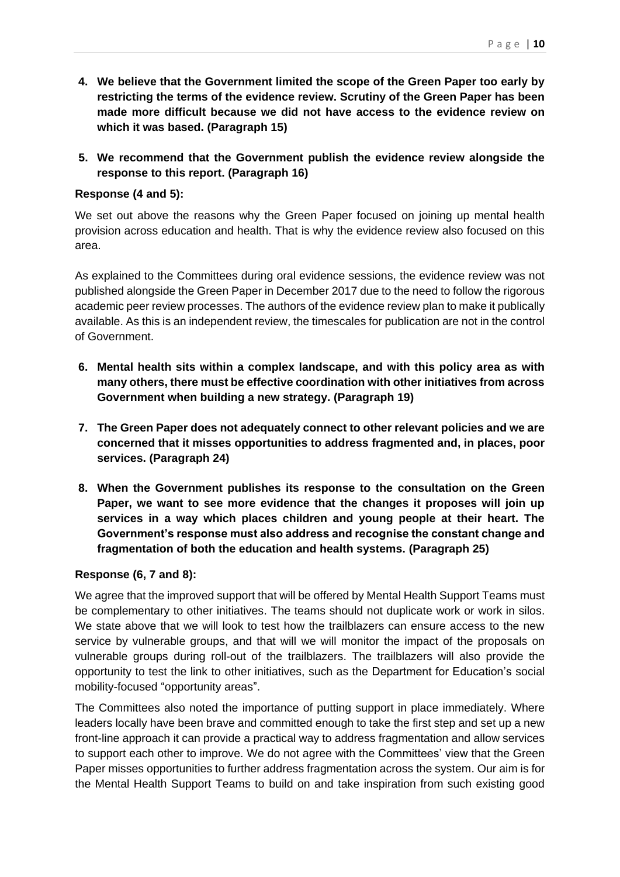4. **We believe that the Government limited the scope of the Green Paper too early by restricting the terms of the evidence review. Scrutiny of the Green Paper has been made more difficult because we did not have access to the evidence review on which it was based. (Paragraph 15)**

5. **We recommend that the Government publish the evidence review alongside the response to this report. (Paragraph 16)**

**Response (4 and 5):**

We set out above the reasons why the Green Paper focused on joining up mental health provision across education and health. That is why the evidence review also focused on this area.

As explained to the Committees during oral evidence sessions, the evidence review was not published alongside the Green Paper in December 2017 due to the need to follow the rigorous academic peer review processes. The authors of the evidence review plan to make it publically available. As this is an independent review, the timescales for publication are not in the control of Government.

6. **Mental health sits within a complex landscape, and with this policy area as with many others, there must be effective coordination with other initiatives from across Government when building a new strategy. (Paragraph 19)**

7. **The Green Paper does not adequately connect to other relevant policies and we are concerned that it misses opportunities to address fragmented and, in places, poor services. (Paragraph 24)**

8. **When the Government publishes its response to the consultation on the Green Paper, we want to see more evidence that the changes it proposes will join up services in a way which places children and young people at their heart. The Government's response must also address and recognise the constant change and fragmentation of both the education and health systems. (Paragraph 25)**

**Response (6, 7 and 8):**

We agree that the improved support that will be offered by Mental Health Support Teams must be complementary to other initiatives. The teams should not duplicate work or work in silos. We state above that we will look to test how the trailblazers can ensure access to the new service by vulnerable groups, and that will we will monitor the impact of the proposals on vulnerable groups during roll-out of the trailblazers. The trailblazers will also provide the opportunity to test the link to other initiatives, such as the Department for Education's social mobility-focused "opportunity areas".

The Committees also noted the importance of putting support in place immediately. Where leaders locally have been brave and committed enough to take the first step and set up a new front-line approach it can provide a practical way to address fragmentation and allow services to support each other to improve. We do not agree with the Committees' view that the Green Paper misses opportunities to further address fragmentation across the system. Our aim is for the Mental Health Support Teams to build on and take inspiration from such existing good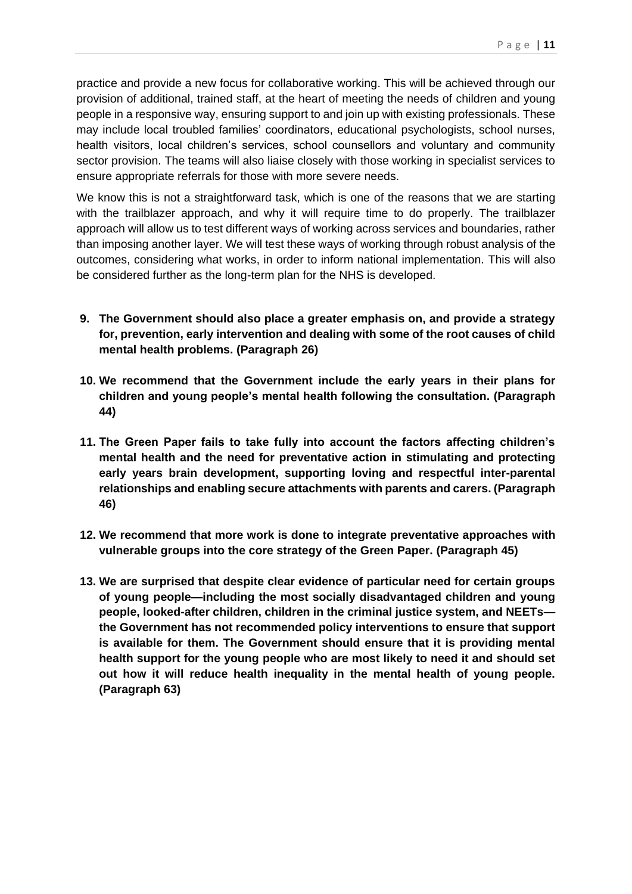practice and provide a new focus for collaborative working. This will be achieved through our provision of additional, trained staff, at the heart of meeting the needs of children and young people in a responsive way, ensuring support to and join up with existing professionals. These may include local troubled families' coordinators, educational psychologists, school nurses, health visitors, local children's services, school counsellors and voluntary and community sector provision. The teams will also liaise closely with those working in specialist services to ensure appropriate referrals for those with more severe needs.

We know this is not a straightforward task, which is one of the reasons that we are starting with the trailblazer approach, and why it will require time to do properly. The trailblazer approach will allow us to test different ways of working across services and boundaries, rather than imposing another layer. We will test these ways of working through robust analysis of the outcomes, considering what works, in order to inform national implementation. This will also be considered further as the long-term plan for the NHS is developed.

9. **The Government should also place a greater emphasis on, and provide a strategy for, prevention, early intervention and dealing with some of the root causes of child mental health problems. (Paragraph 26)**

10. **We recommend that the Government include the early years in their plans for children and young people's mental health following the consultation. (Paragraph 44)**

11. **The Green Paper fails to take fully into account the factors affecting children's mental health and the need for preventative action in stimulating and protecting early years brain development, supporting loving and respectful inter-parental relationships and enabling secure attachments with parents and carers. (Paragraph 46)**

12. **We recommend that more work is done to integrate preventative approaches with vulnerable groups into the core strategy of the Green Paper. (Paragraph 45)**

13. **We are surprised that despite clear evidence of particular need for certain groups of young people—including the most socially disadvantaged children and young people, looked-after children, children in the criminal justice system, and NEETs—the Government has not recommended policy interventions to ensure that support is available for them. The Government should ensure that it is providing mental health support for the young people who are most likely to need it and should set out how it will reduce health inequality in the mental health of young people. (Paragraph 63)**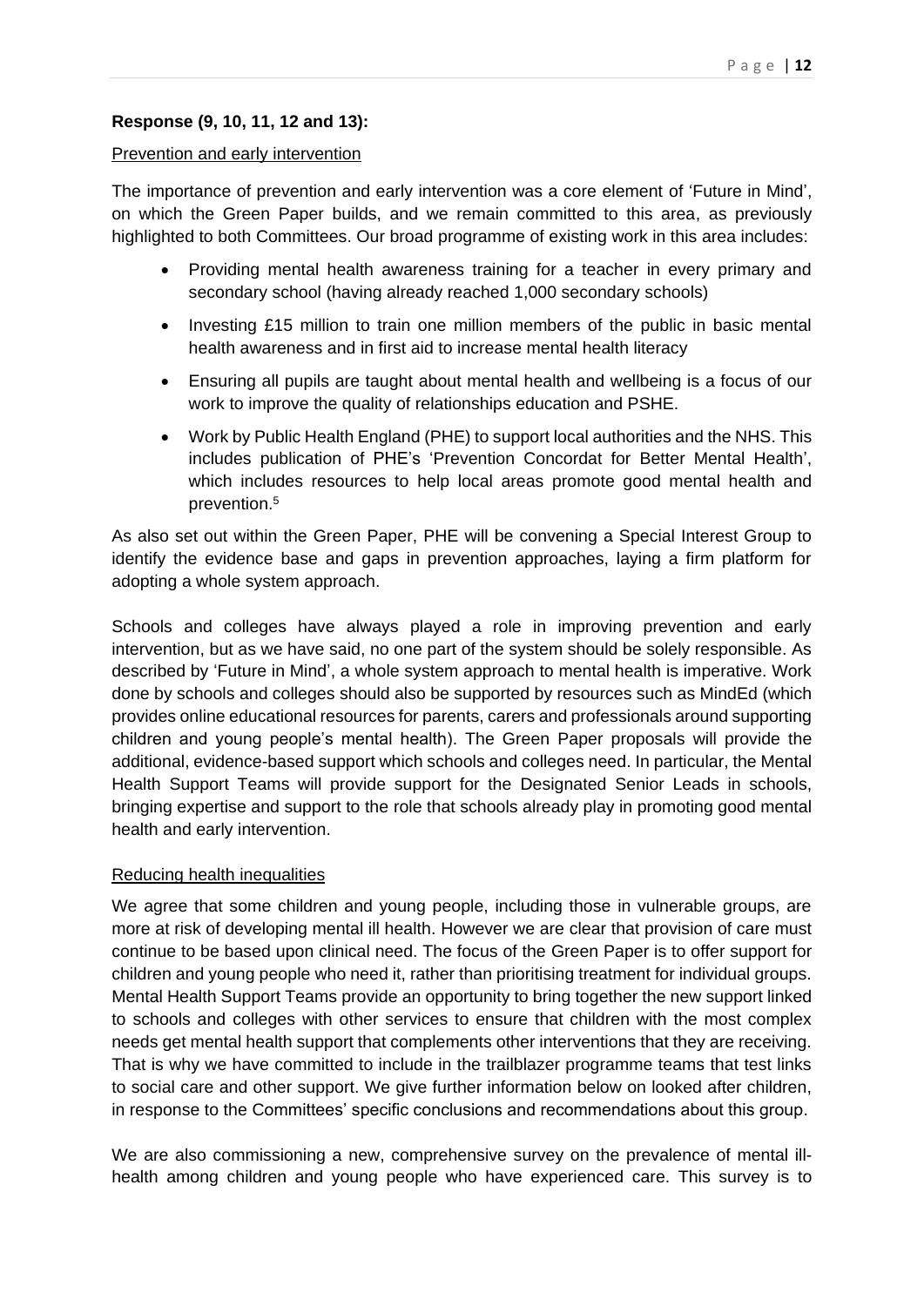**Response (9, 10, 11, 12 and 13):**

Prevention and early intervention

The importance of prevention and early intervention was a core element of 'Future in Mind', on which the Green Paper builds, and we remain committed to this area, as previously highlighted to both Committees. Our broad programme of existing work in this area includes:

- Providing mental health awareness training for a teacher in every primary and secondary school (having already reached 1,000 secondary schools)
- Investing £15 million to train one million members of the public in basic mental health awareness and in first aid to increase mental health literacy
- Ensuring all pupils are taught about mental health and wellbeing is a focus of our work to improve the quality of relationships education and PSHE.
- Work by Public Health England (PHE) to support local authorities and the NHS. This includes publication of PHE's 'Prevention Concordat for Better Mental Health', which includes resources to help local areas promote good mental health and prevention.[5]

As also set out within the Green Paper, PHE will be convening a Special Interest Group to identify the evidence base and gaps in prevention approaches, laying a firm platform for adopting a whole system approach.

Schools and colleges have always played a role in improving prevention and early intervention, but as we have said, no one part of the system should be solely responsible. As described by 'Future in Mind', a whole system approach to mental health is imperative. Work done by schools and colleges should also be supported by resources such as MindEd (which provides online educational resources for parents, carers and professionals around supporting children and young people's mental health). The Green Paper proposals will provide the additional, evidence-based support which schools and colleges need. In particular, the Mental Health Support Teams will provide support for the Designated Senior Leads in schools, bringing expertise and support to the role that schools already play in promoting good mental health and early intervention.

Reducing health inequalities

We agree that some children and young people, including those in vulnerable groups, are more at risk of developing mental ill health. However we are clear that provision of care must continue to be based upon clinical need. The focus of the Green Paper is to offer support for children and young people who need it, rather than prioritising treatment for individual groups. Mental Health Support Teams provide an opportunity to bring together the new support linked to schools and colleges with other services to ensure that children with the most complex needs get mental health support that complements other interventions that they are receiving. That is why we have committed to include in the trailblazer programme teams that test links to social care and other support. We give further information below on looked after children, in response to the Committees' specific conclusions and recommendations about this group.

We are also commissioning a new, comprehensive survey on the prevalence of mental ill-health among children and young people who have experienced care. This survey is to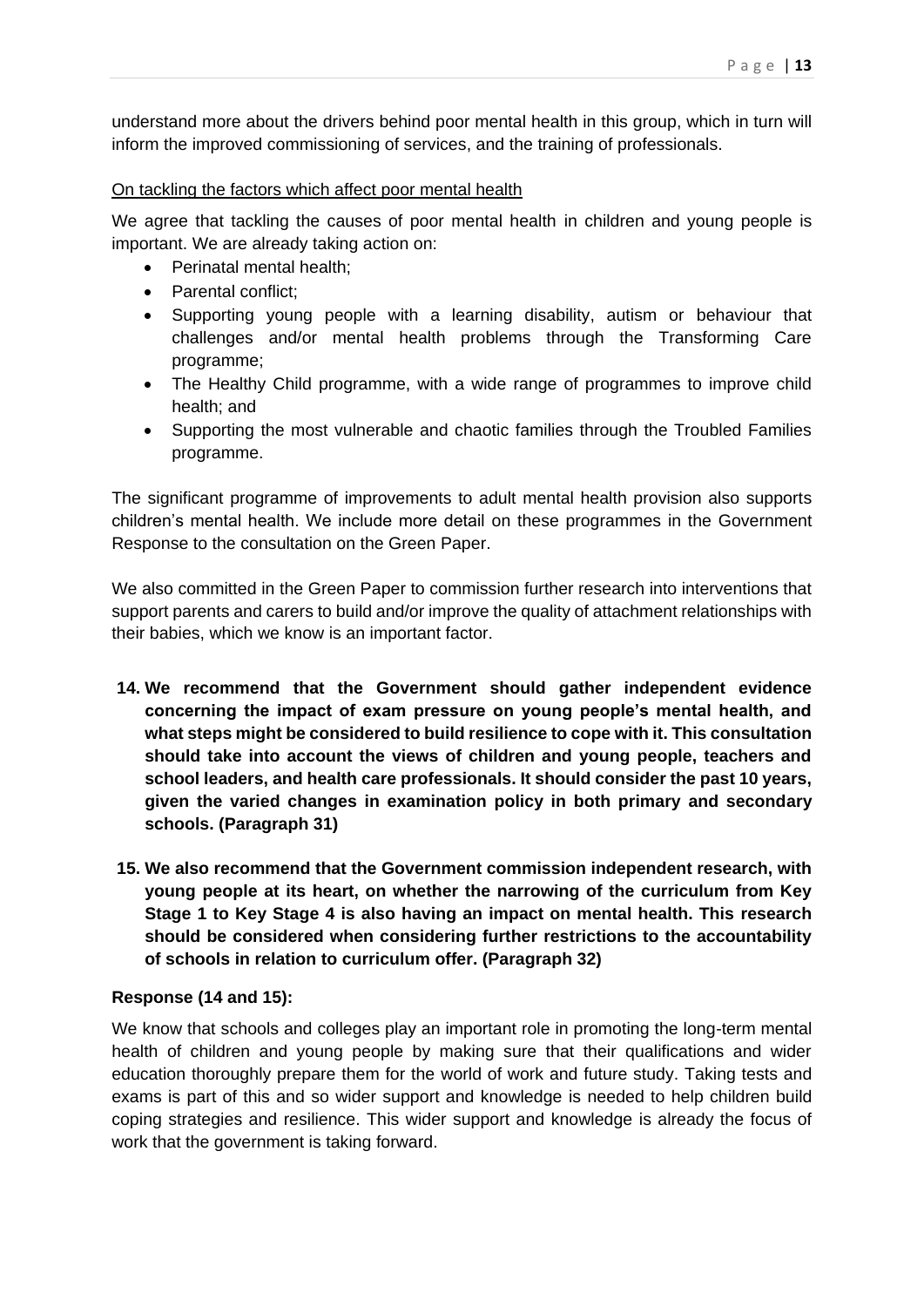understand more about the drivers behind poor mental health in this group, which in turn will inform the improved commissioning of services, and the training of professionals.

<u>On tackling the factors which affect poor mental health</u>

We agree that tackling the causes of poor mental health in children and young people is important. We are already taking action on:

- Perinatal mental health;
- Parental conflict;
- Supporting young people with a learning disability, autism or behaviour that challenges and/or mental health problems through the Transforming Care programme;
- The Healthy Child programme, with a wide range of programmes to improve child health; and
- Supporting the most vulnerable and chaotic families through the Troubled Families programme.

The significant programme of improvements to adult mental health provision also supports children's mental health. We include more detail on these programmes in the Government Response to the consultation on the Green Paper.

We also committed in the Green Paper to commission further research into interventions that support parents and carers to build and/or improve the quality of attachment relationships with their babies, which we know is an important factor.

14. **We recommend that the Government should gather independent evidence concerning the impact of exam pressure on young people's mental health, and what steps might be considered to build resilience to cope with it. This consultation should take into account the views of children and young people, teachers and school leaders, and health care professionals. It should consider the past 10 years, given the varied changes in examination policy in both primary and secondary schools. (Paragraph 31)**

15. **We also recommend that the Government commission independent research, with young people at its heart, on whether the narrowing of the curriculum from Key Stage 1 to Key Stage 4 is also having an impact on mental health. This research should be considered when considering further restrictions to the accountability of schools in relation to curriculum offer. (Paragraph 32)**

**Response (14 and 15):**

We know that schools and colleges play an important role in promoting the long-term mental health of children and young people by making sure that their qualifications and wider education thoroughly prepare them for the world of work and future study. Taking tests and exams is part of this and so wider support and knowledge is needed to help children build coping strategies and resilience. This wider support and knowledge is already the focus of work that the government is taking forward.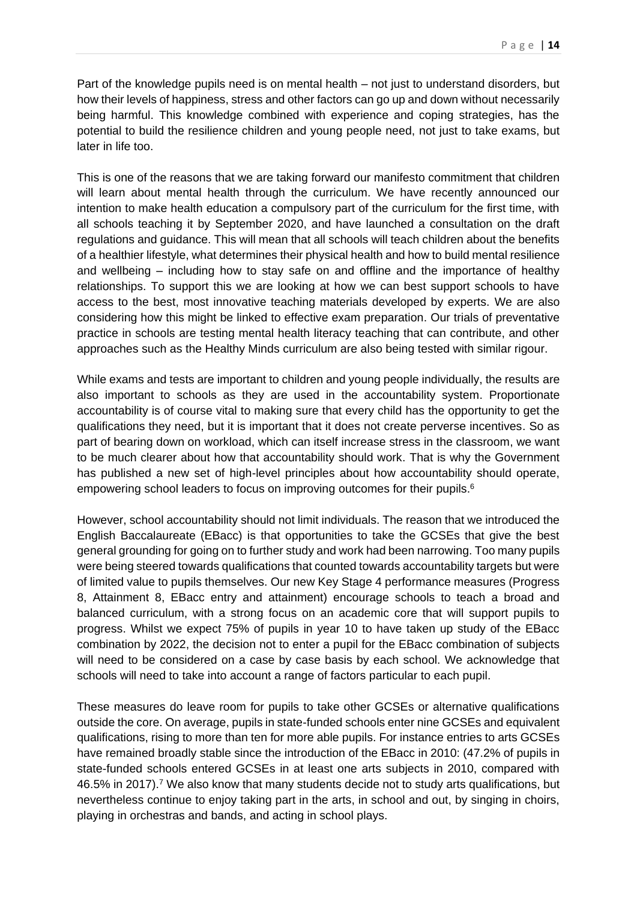Part of the knowledge pupils need is on mental health – not just to understand disorders, but how their levels of happiness, stress and other factors can go up and down without necessarily being harmful. This knowledge combined with experience and coping strategies, has the potential to build the resilience children and young people need, not just to take exams, but later in life too.

This is one of the reasons that we are taking forward our manifesto commitment that children will learn about mental health through the curriculum. We have recently announced our intention to make health education a compulsory part of the curriculum for the first time, with all schools teaching it by September 2020, and have launched a consultation on the draft regulations and guidance. This will mean that all schools will teach children about the benefits of a healthier lifestyle, what determines their physical health and how to build mental resilience and wellbeing – including how to stay safe on and offline and the importance of healthy relationships. To support this we are looking at how we can best support schools to have access to the best, most innovative teaching materials developed by experts. We are also considering how this might be linked to effective exam preparation. Our trials of preventative practice in schools are testing mental health literacy teaching that can contribute, and other approaches such as the Healthy Minds curriculum are also being tested with similar rigour.

While exams and tests are important to children and young people individually, the results are also important to schools as they are used in the accountability system. Proportionate accountability is of course vital to making sure that every child has the opportunity to get the qualifications they need, but it is important that it does not create perverse incentives. So as part of bearing down on workload, which can itself increase stress in the classroom, we want to be much clearer about how that accountability should work. That is why the Government has published a new set of high-level principles about how accountability should operate, empowering school leaders to focus on improving outcomes for their pupils.[6]

However, school accountability should not limit individuals. The reason that we introduced the English Baccalaureate (EBacc) is that opportunities to take the GCSEs that give the best general grounding for going on to further study and work had been narrowing. Too many pupils were being steered towards qualifications that counted towards accountability targets but were of limited value to pupils themselves. Our new Key Stage 4 performance measures (Progress 8, Attainment 8, EBacc entry and attainment) encourage schools to teach a broad and balanced curriculum, with a strong focus on an academic core that will support pupils to progress. Whilst we expect 75% of pupils in year 10 to have taken up study of the EBacc combination by 2022, the decision not to enter a pupil for the EBacc combination of subjects will need to be considered on a case by case basis by each school. We acknowledge that schools will need to take into account a range of factors particular to each pupil.

These measures do leave room for pupils to take other GCSEs or alternative qualifications outside the core. On average, pupils in state-funded schools enter nine GCSEs and equivalent qualifications, rising to more than ten for more able pupils. For instance entries to arts GCSEs have remained broadly stable since the introduction of the EBacc in 2010: (47.2% of pupils in state-funded schools entered GCSEs in at least one arts subjects in 2010, compared with 46.5% in 2017).[7] We also know that many students decide not to study arts qualifications, but nevertheless continue to enjoy taking part in the arts, in school and out, by singing in choirs, playing in orchestras and bands, and acting in school plays.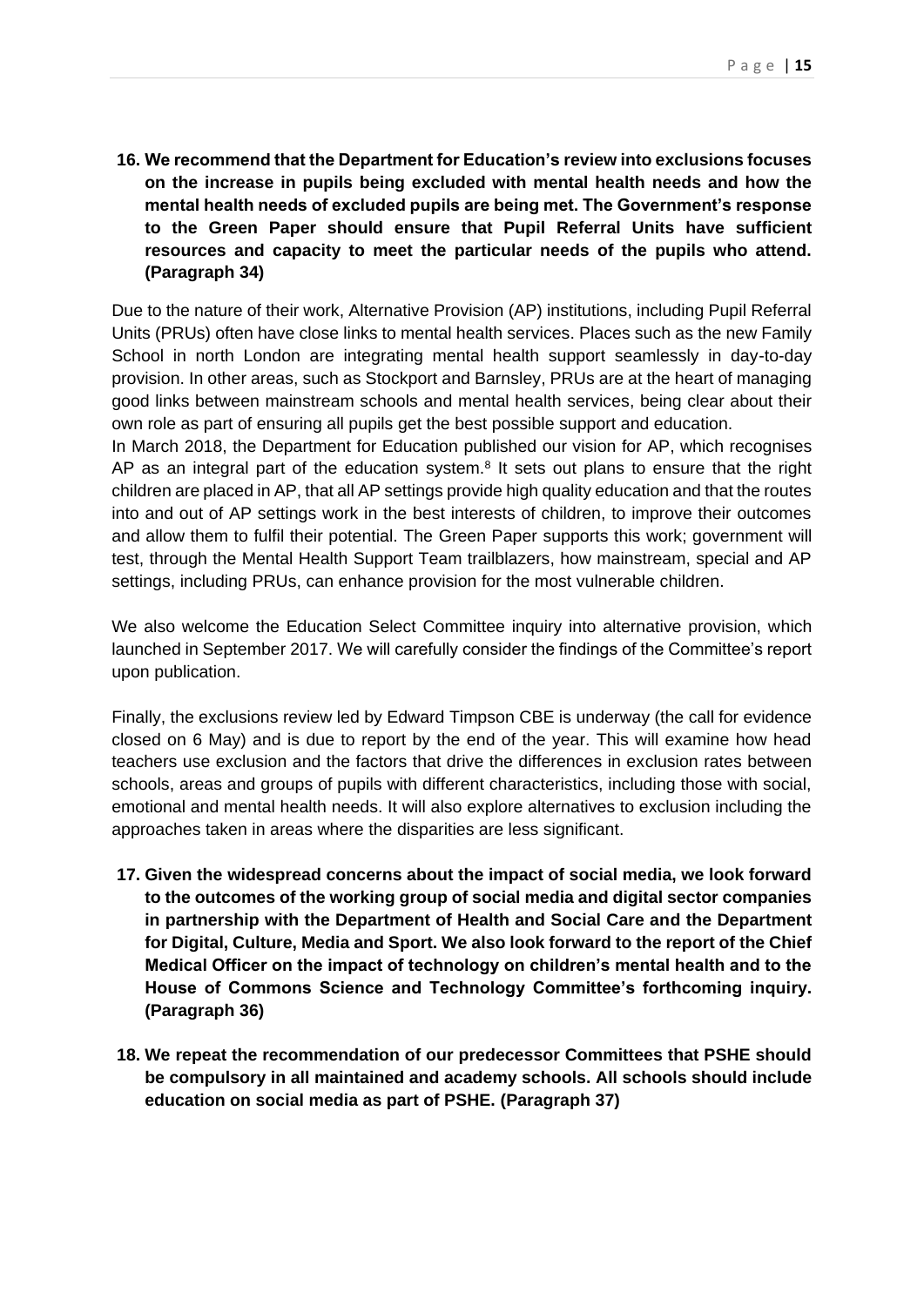**16. We recommend that the Department for Education's review into exclusions focuses on the increase in pupils being excluded with mental health needs and how the mental health needs of excluded pupils are being met. The Government's response to the Green Paper should ensure that Pupil Referral Units have sufficient resources and capacity to meet the particular needs of the pupils who attend. (Paragraph 34)**

Due to the nature of their work, Alternative Provision (AP) institutions, including Pupil Referral Units (PRUs) often have close links to mental health services. Places such as the new Family School in north London are integrating mental health support seamlessly in day-to-day provision. In other areas, such as Stockport and Barnsley, PRUs are at the heart of managing good links between mainstream schools and mental health services, being clear about their own role as part of ensuring all pupils get the best possible support and education.

In March 2018, the Department for Education published our vision for AP, which recognises AP as an integral part of the education system.[8] It sets out plans to ensure that the right children are placed in AP, that all AP settings provide high quality education and that the routes into and out of AP settings work in the best interests of children, to improve their outcomes and allow them to fulfil their potential. The Green Paper supports this work; government will test, through the Mental Health Support Team trailblazers, how mainstream, special and AP settings, including PRUs, can enhance provision for the most vulnerable children.

We also welcome the Education Select Committee inquiry into alternative provision, which launched in September 2017. We will carefully consider the findings of the Committee's report upon publication.

Finally, the exclusions review led by Edward Timpson CBE is underway (the call for evidence closed on 6 May) and is due to report by the end of the year. This will examine how head teachers use exclusion and the factors that drive the differences in exclusion rates between schools, areas and groups of pupils with different characteristics, including those with social, emotional and mental health needs. It will also explore alternatives to exclusion including the approaches taken in areas where the disparities are less significant.

**17. Given the widespread concerns about the impact of social media, we look forward to the outcomes of the working group of social media and digital sector companies in partnership with the Department of Health and Social Care and the Department for Digital, Culture, Media and Sport. We also look forward to the report of the Chief Medical Officer on the impact of technology on children's mental health and to the House of Commons Science and Technology Committee's forthcoming inquiry. (Paragraph 36)**

**18. We repeat the recommendation of our predecessor Committees that PSHE should be compulsory in all maintained and academy schools. All schools should include education on social media as part of PSHE. (Paragraph 37)**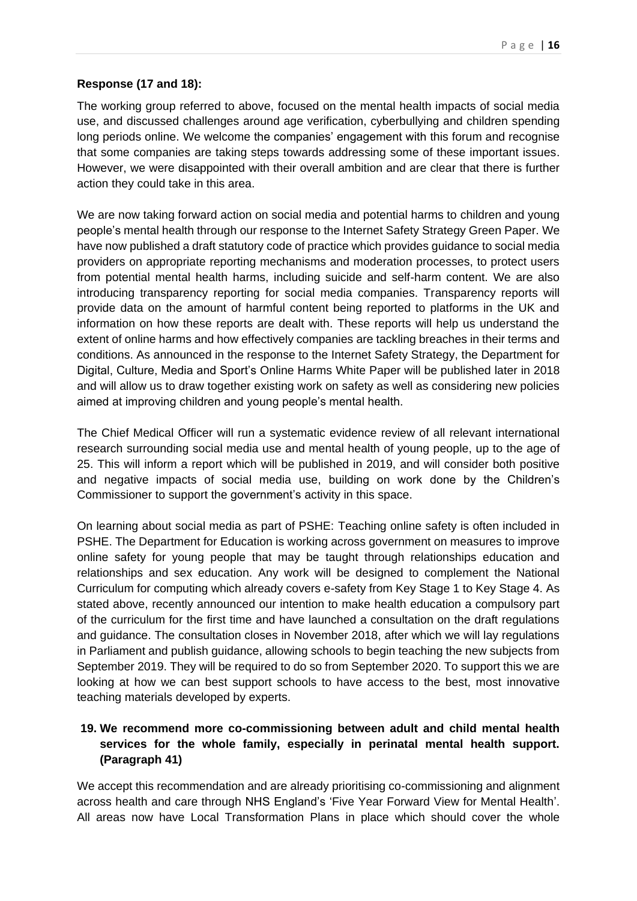**Response (17 and 18):**

The working group referred to above, focused on the mental health impacts of social media use, and discussed challenges around age verification, cyberbullying and children spending long periods online. We welcome the companies' engagement with this forum and recognise that some companies are taking steps towards addressing some of these important issues. However, we were disappointed with their overall ambition and are clear that there is further action they could take in this area.

We are now taking forward action on social media and potential harms to children and young people's mental health through our response to the Internet Safety Strategy Green Paper. We have now published a draft statutory code of practice which provides guidance to social media providers on appropriate reporting mechanisms and moderation processes, to protect users from potential mental health harms, including suicide and self-harm content. We are also introducing transparency reporting for social media companies. Transparency reports will provide data on the amount of harmful content being reported to platforms in the UK and information on how these reports are dealt with. These reports will help us understand the extent of online harms and how effectively companies are tackling breaches in their terms and conditions. As announced in the response to the Internet Safety Strategy, the Department for Digital, Culture, Media and Sport's Online Harms White Paper will be published later in 2018 and will allow us to draw together existing work on safety as well as considering new policies aimed at improving children and young people's mental health.

The Chief Medical Officer will run a systematic evidence review of all relevant international research surrounding social media use and mental health of young people, up to the age of 25. This will inform a report which will be published in 2019, and will consider both positive and negative impacts of social media use, building on work done by the Children's Commissioner to support the government's activity in this space.

On learning about social media as part of PSHE: Teaching online safety is often included in PSHE. The Department for Education is working across government on measures to improve online safety for young people that may be taught through relationships education and relationships and sex education. Any work will be designed to complement the National Curriculum for computing which already covers e-safety from Key Stage 1 to Key Stage 4. As stated above, recently announced our intention to make health education a compulsory part of the curriculum for the first time and have launched a consultation on the draft regulations and guidance. The consultation closes in November 2018, after which we will lay regulations in Parliament and publish guidance, allowing schools to begin teaching the new subjects from September 2019. They will be required to do so from September 2020. To support this we are looking at how we can best support schools to have access to the best, most innovative teaching materials developed by experts.

**19. We recommend more co-commissioning between adult and child mental health services for the whole family, especially in perinatal mental health support. (Paragraph 41)**

We accept this recommendation and are already prioritising co-commissioning and alignment across health and care through NHS England's 'Five Year Forward View for Mental Health'. All areas now have Local Transformation Plans in place which should cover the whole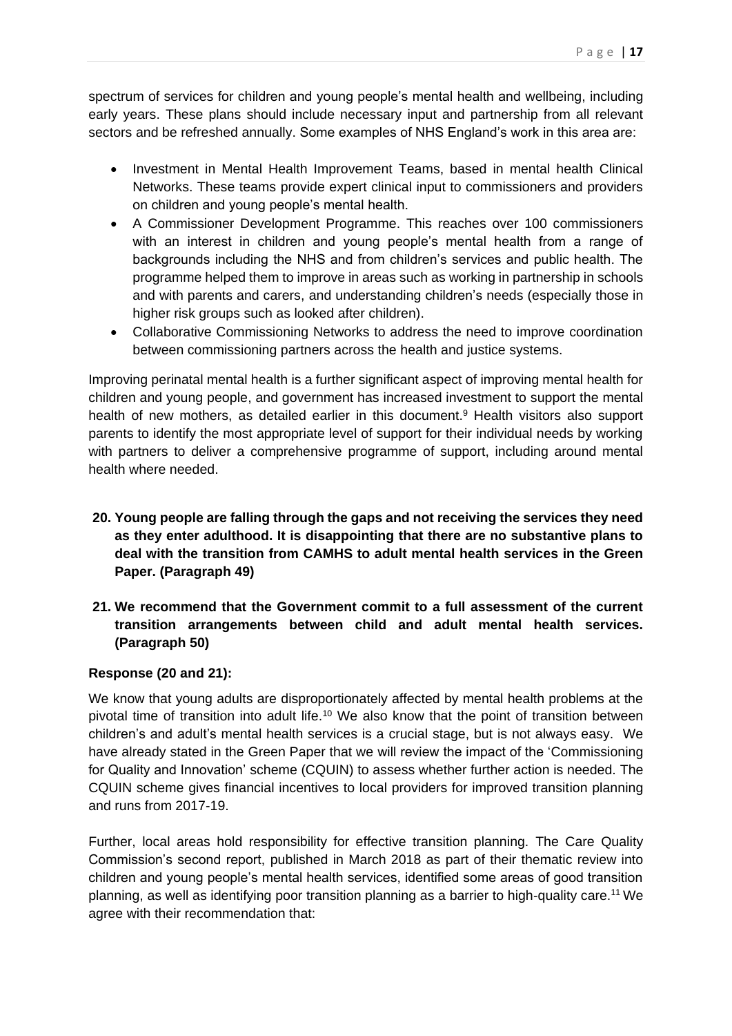spectrum of services for children and young people's mental health and wellbeing, including early years. These plans should include necessary input and partnership from all relevant sectors and be refreshed annually. Some examples of NHS England's work in this area are:

- Investment in Mental Health Improvement Teams, based in mental health Clinical Networks. These teams provide expert clinical input to commissioners and providers on children and young people's mental health.
- A Commissioner Development Programme. This reaches over 100 commissioners with an interest in children and young people's mental health from a range of backgrounds including the NHS and from children's services and public health. The programme helped them to improve in areas such as working in partnership in schools and with parents and carers, and understanding children's needs (especially those in higher risk groups such as looked after children).
- Collaborative Commissioning Networks to address the need to improve coordination between commissioning partners across the health and justice systems.

Improving perinatal mental health is a further significant aspect of improving mental health for children and young people, and government has increased investment to support the mental health of new mothers, as detailed earlier in this document.[9] Health visitors also support parents to identify the most appropriate level of support for their individual needs by working with partners to deliver a comprehensive programme of support, including around mental health where needed.

**20. Young people are falling through the gaps and not receiving the services they need as they enter adulthood. It is disappointing that there are no substantive plans to deal with the transition from CAMHS to adult mental health services in the Green Paper. (Paragraph 49)**

**21. We recommend that the Government commit to a full assessment of the current transition arrangements between child and adult mental health services. (Paragraph 50)**

**Response (20 and 21):**

We know that young adults are disproportionately affected by mental health problems at the pivotal time of transition into adult life.[10] We also know that the point of transition between children's and adult's mental health services is a crucial stage, but is not always easy. We have already stated in the Green Paper that we will review the impact of the 'Commissioning for Quality and Innovation' scheme (CQUIN) to assess whether further action is needed. The CQUIN scheme gives financial incentives to local providers for improved transition planning and runs from 2017-19.

Further, local areas hold responsibility for effective transition planning. The Care Quality Commission's second report, published in March 2018 as part of their thematic review into children and young people's mental health services, identified some areas of good transition planning, as well as identifying poor transition planning as a barrier to high-quality care.[11] We agree with their recommendation that: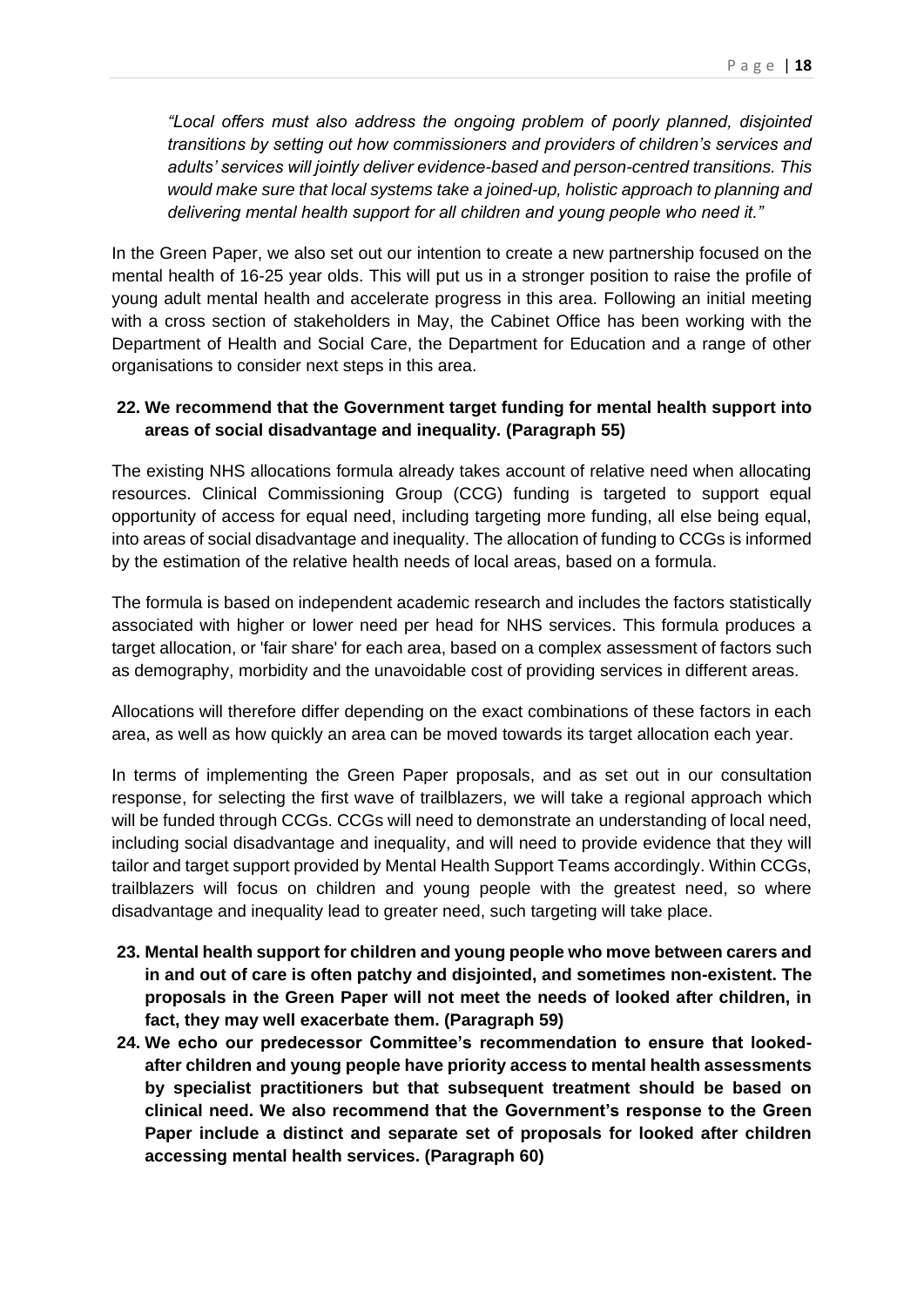*"Local offers must also address the ongoing problem of poorly planned, disjointed transitions by setting out how commissioners and providers of children's services and adults' services will jointly deliver evidence-based and person-centred transitions. This would make sure that local systems take a joined-up, holistic approach to planning and delivering mental health support for all children and young people who need it."*

In the Green Paper, we also set out our intention to create a new partnership focused on the mental health of 16-25 year olds. This will put us in a stronger position to raise the profile of young adult mental health and accelerate progress in this area. Following an initial meeting with a cross section of stakeholders in May, the Cabinet Office has been working with the Department of Health and Social Care, the Department for Education and a range of other organisations to consider next steps in this area.

**22. We recommend that the Government target funding for mental health support into areas of social disadvantage and inequality. (Paragraph 55)**

The existing NHS allocations formula already takes account of relative need when allocating resources. Clinical Commissioning Group (CCG) funding is targeted to support equal opportunity of access for equal need, including targeting more funding, all else being equal, into areas of social disadvantage and inequality. The allocation of funding to CCGs is informed by the estimation of the relative health needs of local areas, based on a formula.

The formula is based on independent academic research and includes the factors statistically associated with higher or lower need per head for NHS services. This formula produces a target allocation, or 'fair share' for each area, based on a complex assessment of factors such as demography, morbidity and the unavoidable cost of providing services in different areas.

Allocations will therefore differ depending on the exact combinations of these factors in each area, as well as how quickly an area can be moved towards its target allocation each year.

In terms of implementing the Green Paper proposals, and as set out in our consultation response, for selecting the first wave of trailblazers, we will take a regional approach which will be funded through CCGs. CCGs will need to demonstrate an understanding of local need, including social disadvantage and inequality, and will need to provide evidence that they will tailor and target support provided by Mental Health Support Teams accordingly. Within CCGs, trailblazers will focus on children and young people with the greatest need, so where disadvantage and inequality lead to greater need, such targeting will take place.

**23. Mental health support for children and young people who move between carers and in and out of care is often patchy and disjointed, and sometimes non-existent. The proposals in the Green Paper will not meet the needs of looked after children, in fact, they may well exacerbate them. (Paragraph 59)**

**24. We echo our predecessor Committee's recommendation to ensure that looked-after children and young people have priority access to mental health assessments by specialist practitioners but that subsequent treatment should be based on clinical need. We also recommend that the Government's response to the Green Paper include a distinct and separate set of proposals for looked after children accessing mental health services. (Paragraph 60)**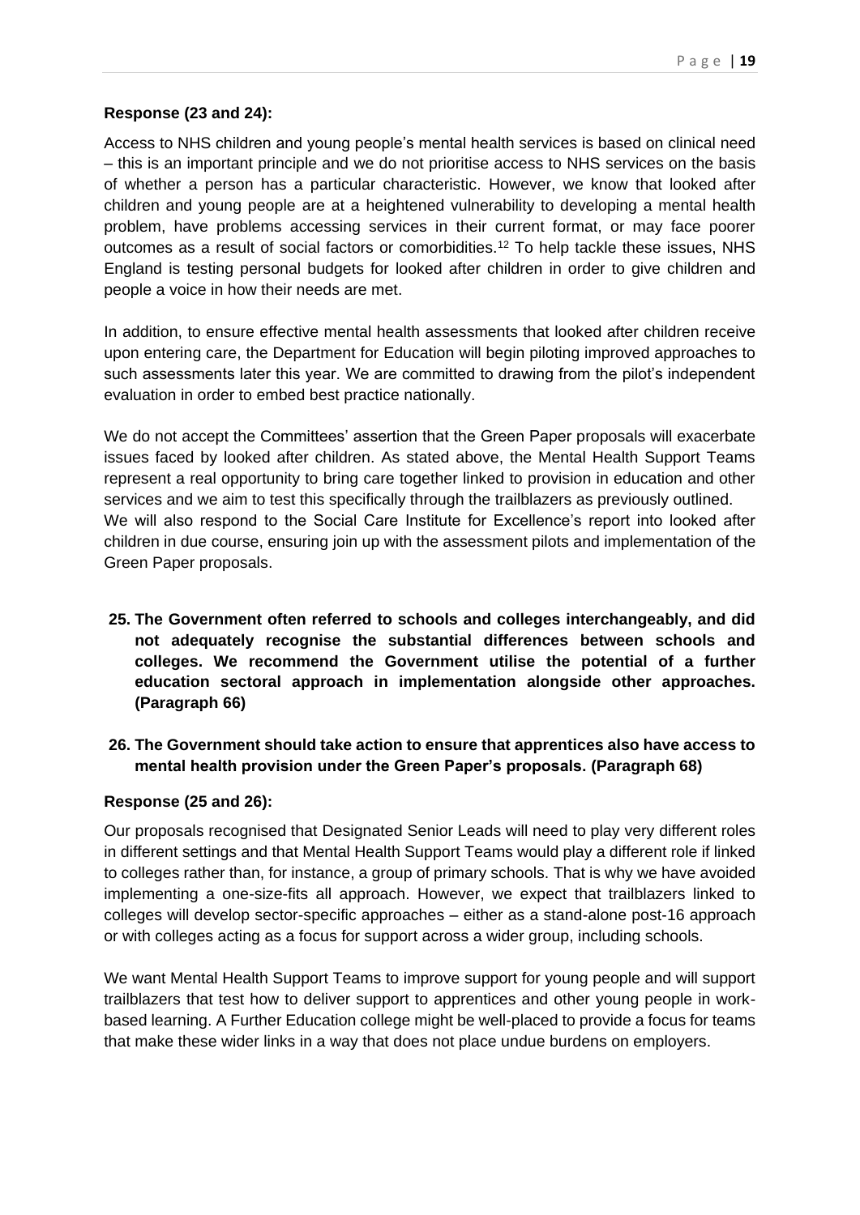**Response (23 and 24):**

Access to NHS children and young people's mental health services is based on clinical need – this is an important principle and we do not prioritise access to NHS services on the basis of whether a person has a particular characteristic. However, we know that looked after children and young people are at a heightened vulnerability to developing a mental health problem, have problems accessing services in their current format, or may face poorer outcomes as a result of social factors or comorbidities.[12] To help tackle these issues, NHS England is testing personal budgets for looked after children in order to give children and people a voice in how their needs are met.

In addition, to ensure effective mental health assessments that looked after children receive upon entering care, the Department for Education will begin piloting improved approaches to such assessments later this year. We are committed to drawing from the pilot's independent evaluation in order to embed best practice nationally.

We do not accept the Committees' assertion that the Green Paper proposals will exacerbate issues faced by looked after children. As stated above, the Mental Health Support Teams represent a real opportunity to bring care together linked to provision in education and other services and we aim to test this specifically through the trailblazers as previously outlined. We will also respond to the Social Care Institute for Excellence's report into looked after children in due course, ensuring join up with the assessment pilots and implementation of the Green Paper proposals.

25. **The Government often referred to schools and colleges interchangeably, and did not adequately recognise the substantial differences between schools and colleges. We recommend the Government utilise the potential of a further education sectoral approach in implementation alongside other approaches. (Paragraph 66)**

26. **The Government should take action to ensure that apprentices also have access to mental health provision under the Green Paper's proposals. (Paragraph 68)**

**Response (25 and 26):**

Our proposals recognised that Designated Senior Leads will need to play very different roles in different settings and that Mental Health Support Teams would play a different role if linked to colleges rather than, for instance, a group of primary schools. That is why we have avoided implementing a one-size-fits all approach. However, we expect that trailblazers linked to colleges will develop sector-specific approaches – either as a stand-alone post-16 approach or with colleges acting as a focus for support across a wider group, including schools.

We want Mental Health Support Teams to improve support for young people and will support trailblazers that test how to deliver support to apprentices and other young people in work-based learning. A Further Education college might be well-placed to provide a focus for teams that make these wider links in a way that does not place undue burdens on employers.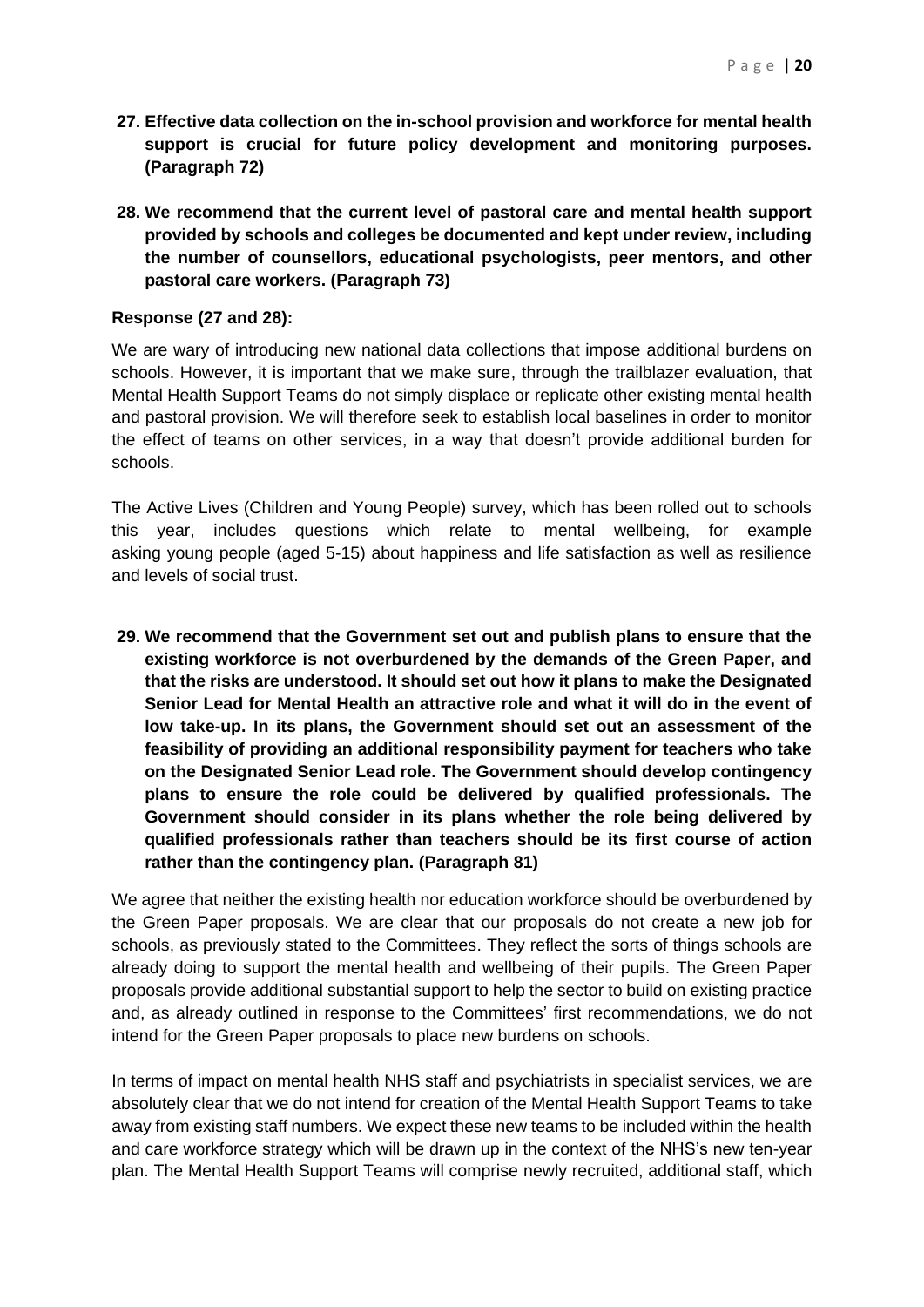**27. Effective data collection on the in-school provision and workforce for mental health support is crucial for future policy development and monitoring purposes. (Paragraph 72)**

**28. We recommend that the current level of pastoral care and mental health support provided by schools and colleges be documented and kept under review, including the number of counsellors, educational psychologists, peer mentors, and other pastoral care workers. (Paragraph 73)**

**Response (27 and 28):**

We are wary of introducing new national data collections that impose additional burdens on schools. However, it is important that we make sure, through the trailblazer evaluation, that Mental Health Support Teams do not simply displace or replicate other existing mental health and pastoral provision. We will therefore seek to establish local baselines in order to monitor the effect of teams on other services, in a way that doesn't provide additional burden for schools.

The Active Lives (Children and Young People) survey, which has been rolled out to schools this year, includes questions which relate to mental wellbeing, for example asking young people (aged 5-15) about happiness and life satisfaction as well as resilience and levels of social trust.

**29. We recommend that the Government set out and publish plans to ensure that the existing workforce is not overburdened by the demands of the Green Paper, and that the risks are understood. It should set out how it plans to make the Designated Senior Lead for Mental Health an attractive role and what it will do in the event of low take-up. In its plans, the Government should set out an assessment of the feasibility of providing an additional responsibility payment for teachers who take on the Designated Senior Lead role. The Government should develop contingency plans to ensure the role could be delivered by qualified professionals. The Government should consider in its plans whether the role being delivered by qualified professionals rather than teachers should be its first course of action rather than the contingency plan. (Paragraph 81)**

We agree that neither the existing health nor education workforce should be overburdened by the Green Paper proposals. We are clear that our proposals do not create a new job for schools, as previously stated to the Committees. They reflect the sorts of things schools are already doing to support the mental health and wellbeing of their pupils. The Green Paper proposals provide additional substantial support to help the sector to build on existing practice and, as already outlined in response to the Committees' first recommendations, we do not intend for the Green Paper proposals to place new burdens on schools.

In terms of impact on mental health NHS staff and psychiatrists in specialist services, we are absolutely clear that we do not intend for creation of the Mental Health Support Teams to take away from existing staff numbers. We expect these new teams to be included within the health and care workforce strategy which will be drawn up in the context of the NHS's new ten-year plan. The Mental Health Support Teams will comprise newly recruited, additional staff, which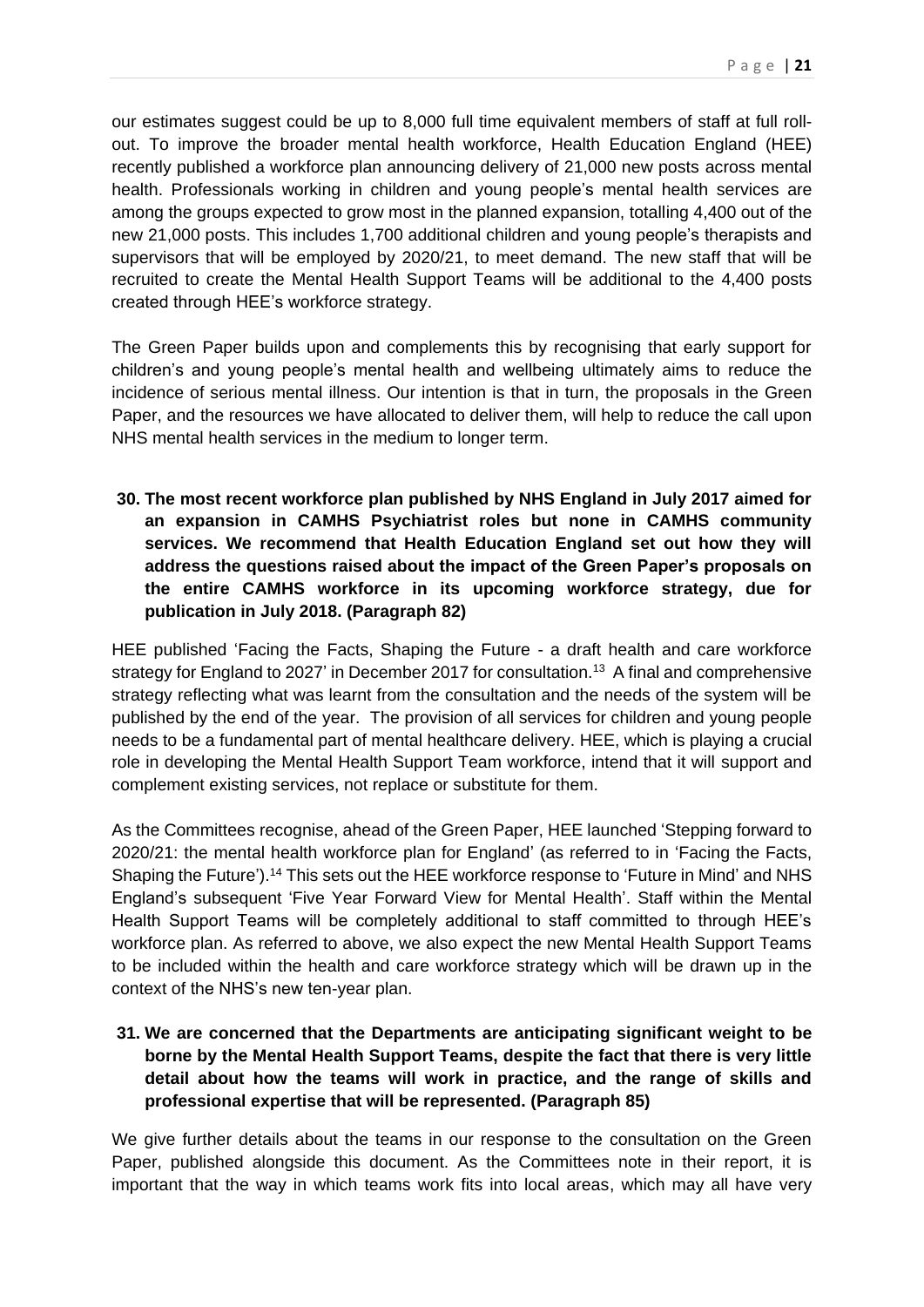our estimates suggest could be up to 8,000 full time equivalent members of staff at full roll-out. To improve the broader mental health workforce, Health Education England (HEE) recently published a workforce plan announcing delivery of 21,000 new posts across mental health. Professionals working in children and young people's mental health services are among the groups expected to grow most in the planned expansion, totalling 4,400 out of the new 21,000 posts. This includes 1,700 additional children and young people's therapists and supervisors that will be employed by 2020/21, to meet demand. The new staff that will be recruited to create the Mental Health Support Teams will be additional to the 4,400 posts created through HEE's workforce strategy.

The Green Paper builds upon and complements this by recognising that early support for children's and young people's mental health and wellbeing ultimately aims to reduce the incidence of serious mental illness. Our intention is that in turn, the proposals in the Green Paper, and the resources we have allocated to deliver them, will help to reduce the call upon NHS mental health services in the medium to longer term.

**30. The most recent workforce plan published by NHS England in July 2017 aimed for an expansion in CAMHS Psychiatrist roles but none in CAMHS community services. We recommend that Health Education England set out how they will address the questions raised about the impact of the Green Paper's proposals on the entire CAMHS workforce in its upcoming workforce strategy, due for publication in July 2018. (Paragraph 82)**

HEE published 'Facing the Facts, Shaping the Future - a draft health and care workforce strategy for England to 2027' in December 2017 for consultation.[13] A final and comprehensive strategy reflecting what was learnt from the consultation and the needs of the system will be published by the end of the year. The provision of all services for children and young people needs to be a fundamental part of mental healthcare delivery. HEE, which is playing a crucial role in developing the Mental Health Support Team workforce, intend that it will support and complement existing services, not replace or substitute for them.

As the Committees recognise, ahead of the Green Paper, HEE launched 'Stepping forward to 2020/21: the mental health workforce plan for England' (as referred to in 'Facing the Facts, Shaping the Future').[14] This sets out the HEE workforce response to 'Future in Mind' and NHS England's subsequent 'Five Year Forward View for Mental Health'. Staff within the Mental Health Support Teams will be completely additional to staff committed to through HEE's workforce plan. As referred to above, we also expect the new Mental Health Support Teams to be included within the health and care workforce strategy which will be drawn up in the context of the NHS's new ten-year plan.

**31. We are concerned that the Departments are anticipating significant weight to be borne by the Mental Health Support Teams, despite the fact that there is very little detail about how the teams will work in practice, and the range of skills and professional expertise that will be represented. (Paragraph 85)**

We give further details about the teams in our response to the consultation on the Green Paper, published alongside this document. As the Committees note in their report, it is important that the way in which teams work fits into local areas, which may all have very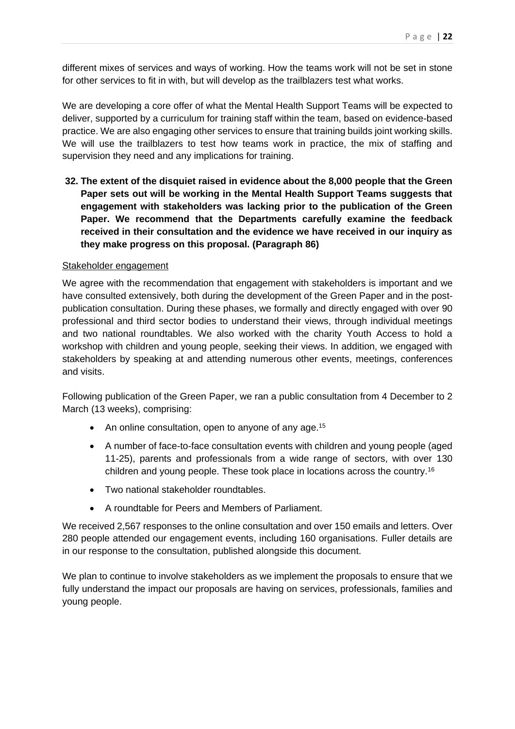different mixes of services and ways of working. How the teams work will not be set in stone for other services to fit in with, but will develop as the trailblazers test what works.

We are developing a core offer of what the Mental Health Support Teams will be expected to deliver, supported by a curriculum for training staff within the team, based on evidence-based practice. We are also engaging other services to ensure that training builds joint working skills. We will use the trailblazers to test how teams work in practice, the mix of staffing and supervision they need and any implications for training.

**32. The extent of the disquiet raised in evidence about the 8,000 people that the Green Paper sets out will be working in the Mental Health Support Teams suggests that engagement with stakeholders was lacking prior to the publication of the Green Paper. We recommend that the Departments carefully examine the feedback received in their consultation and the evidence we have received in our inquiry as they make progress on this proposal. (Paragraph 86)**

Stakeholder engagement

We agree with the recommendation that engagement with stakeholders is important and we have consulted extensively, both during the development of the Green Paper and in the post-publication consultation. During these phases, we formally and directly engaged with over 90 professional and third sector bodies to understand their views, through individual meetings and two national roundtables. We also worked with the charity Youth Access to hold a workshop with children and young people, seeking their views. In addition, we engaged with stakeholders by speaking at and attending numerous other events, meetings, conferences and visits.

Following publication of the Green Paper, we ran a public consultation from 4 December to 2 March (13 weeks), comprising:

- An online consultation, open to anyone of any age.[15]
- A number of face-to-face consultation events with children and young people (aged 11-25), parents and professionals from a wide range of sectors, with over 130 children and young people. These took place in locations across the country.[16]
- Two national stakeholder roundtables.
- A roundtable for Peers and Members of Parliament.

We received 2,567 responses to the online consultation and over 150 emails and letters. Over 280 people attended our engagement events, including 160 organisations. Fuller details are in our response to the consultation, published alongside this document.

We plan to continue to involve stakeholders as we implement the proposals to ensure that we fully understand the impact our proposals are having on services, professionals, families and young people.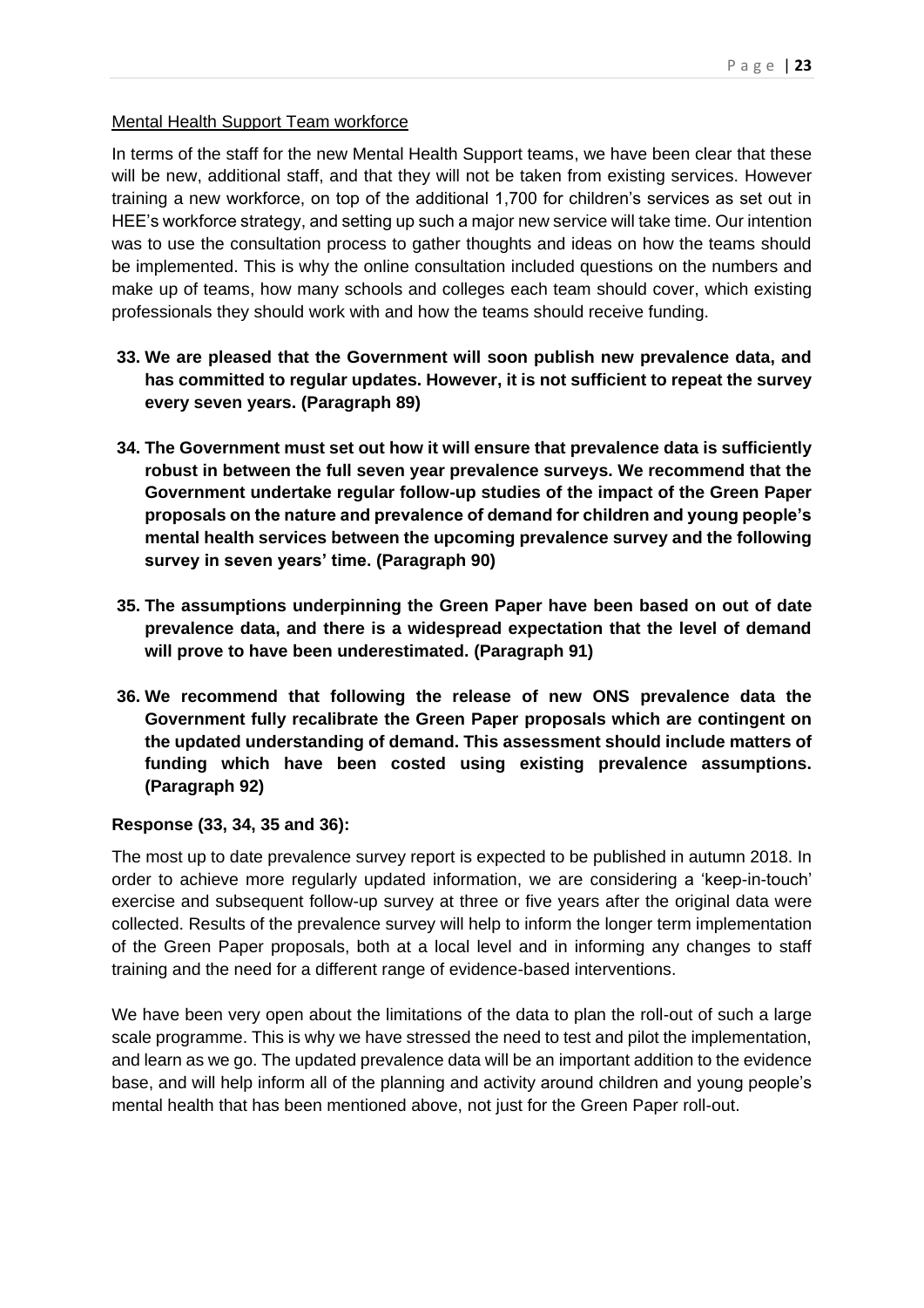Mental Health Support Team workforce

In terms of the staff for the new Mental Health Support teams, we have been clear that these will be new, additional staff, and that they will not be taken from existing services. However training a new workforce, on top of the additional 1,700 for children's services as set out in HEE's workforce strategy, and setting up such a major new service will take time. Our intention was to use the consultation process to gather thoughts and ideas on how the teams should be implemented. This is why the online consultation included questions on the numbers and make up of teams, how many schools and colleges each team should cover, which existing professionals they should work with and how the teams should receive funding.

33. **We are pleased that the Government will soon publish new prevalence data, and has committed to regular updates. However, it is not sufficient to repeat the survey every seven years. (Paragraph 89)**

34. **The Government must set out how it will ensure that prevalence data is sufficiently robust in between the full seven year prevalence surveys. We recommend that the Government undertake regular follow-up studies of the impact of the Green Paper proposals on the nature and prevalence of demand for children and young people's mental health services between the upcoming prevalence survey and the following survey in seven years' time. (Paragraph 90)**

35. **The assumptions underpinning the Green Paper have been based on out of date prevalence data, and there is a widespread expectation that the level of demand will prove to have been underestimated. (Paragraph 91)**

36. **We recommend that following the release of new ONS prevalence data the Government fully recalibrate the Green Paper proposals which are contingent on the updated understanding of demand. This assessment should include matters of funding which have been costed using existing prevalence assumptions. (Paragraph 92)**

**Response (33, 34, 35 and 36):**

The most up to date prevalence survey report is expected to be published in autumn 2018. In order to achieve more regularly updated information, we are considering a 'keep-in-touch' exercise and subsequent follow-up survey at three or five years after the original data were collected. Results of the prevalence survey will help to inform the longer term implementation of the Green Paper proposals, both at a local level and in informing any changes to staff training and the need for a different range of evidence-based interventions.

We have been very open about the limitations of the data to plan the roll-out of such a large scale programme. This is why we have stressed the need to test and pilot the implementation, and learn as we go. The updated prevalence data will be an important addition to the evidence base, and will help inform all of the planning and activity around children and young people's mental health that has been mentioned above, not just for the Green Paper roll-out.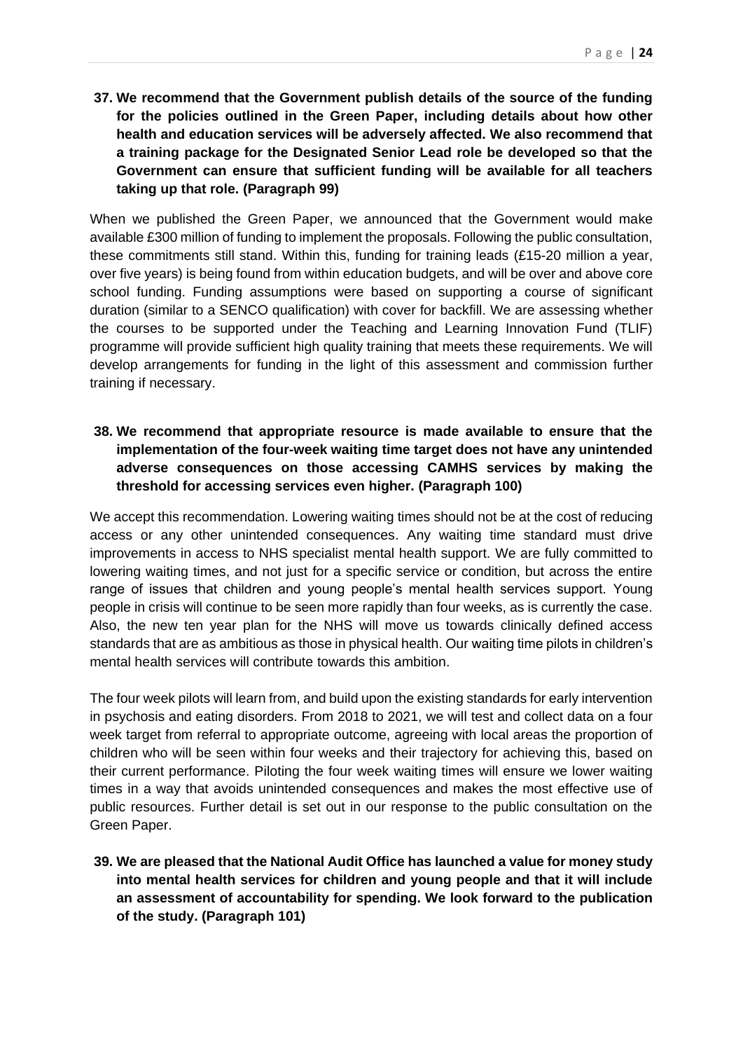**37. We recommend that the Government publish details of the source of the funding for the policies outlined in the Green Paper, including details about how other health and education services will be adversely affected. We also recommend that a training package for the Designated Senior Lead role be developed so that the Government can ensure that sufficient funding will be available for all teachers taking up that role. (Paragraph 99)**

When we published the Green Paper, we announced that the Government would make available £300 million of funding to implement the proposals. Following the public consultation, these commitments still stand. Within this, funding for training leads (£15-20 million a year, over five years) is being found from within education budgets, and will be over and above core school funding. Funding assumptions were based on supporting a course of significant duration (similar to a SENCO qualification) with cover for backfill. We are assessing whether the courses to be supported under the Teaching and Learning Innovation Fund (TLIF) programme will provide sufficient high quality training that meets these requirements. We will develop arrangements for funding in the light of this assessment and commission further training if necessary.

**38. We recommend that appropriate resource is made available to ensure that the implementation of the four-week waiting time target does not have any unintended adverse consequences on those accessing CAMHS services by making the threshold for accessing services even higher. (Paragraph 100)**

We accept this recommendation. Lowering waiting times should not be at the cost of reducing access or any other unintended consequences. Any waiting time standard must drive improvements in access to NHS specialist mental health support. We are fully committed to lowering waiting times, and not just for a specific service or condition, but across the entire range of issues that children and young people's mental health services support. Young people in crisis will continue to be seen more rapidly than four weeks, as is currently the case. Also, the new ten year plan for the NHS will move us towards clinically defined access standards that are as ambitious as those in physical health. Our waiting time pilots in children's mental health services will contribute towards this ambition.

The four week pilots will learn from, and build upon the existing standards for early intervention in psychosis and eating disorders. From 2018 to 2021, we will test and collect data on a four week target from referral to appropriate outcome, agreeing with local areas the proportion of children who will be seen within four weeks and their trajectory for achieving this, based on their current performance. Piloting the four week waiting times will ensure we lower waiting times in a way that avoids unintended consequences and makes the most effective use of public resources. Further detail is set out in our response to the public consultation on the Green Paper.

**39. We are pleased that the National Audit Office has launched a value for money study into mental health services for children and young people and that it will include an assessment of accountability for spending. We look forward to the publication of the study. (Paragraph 101)**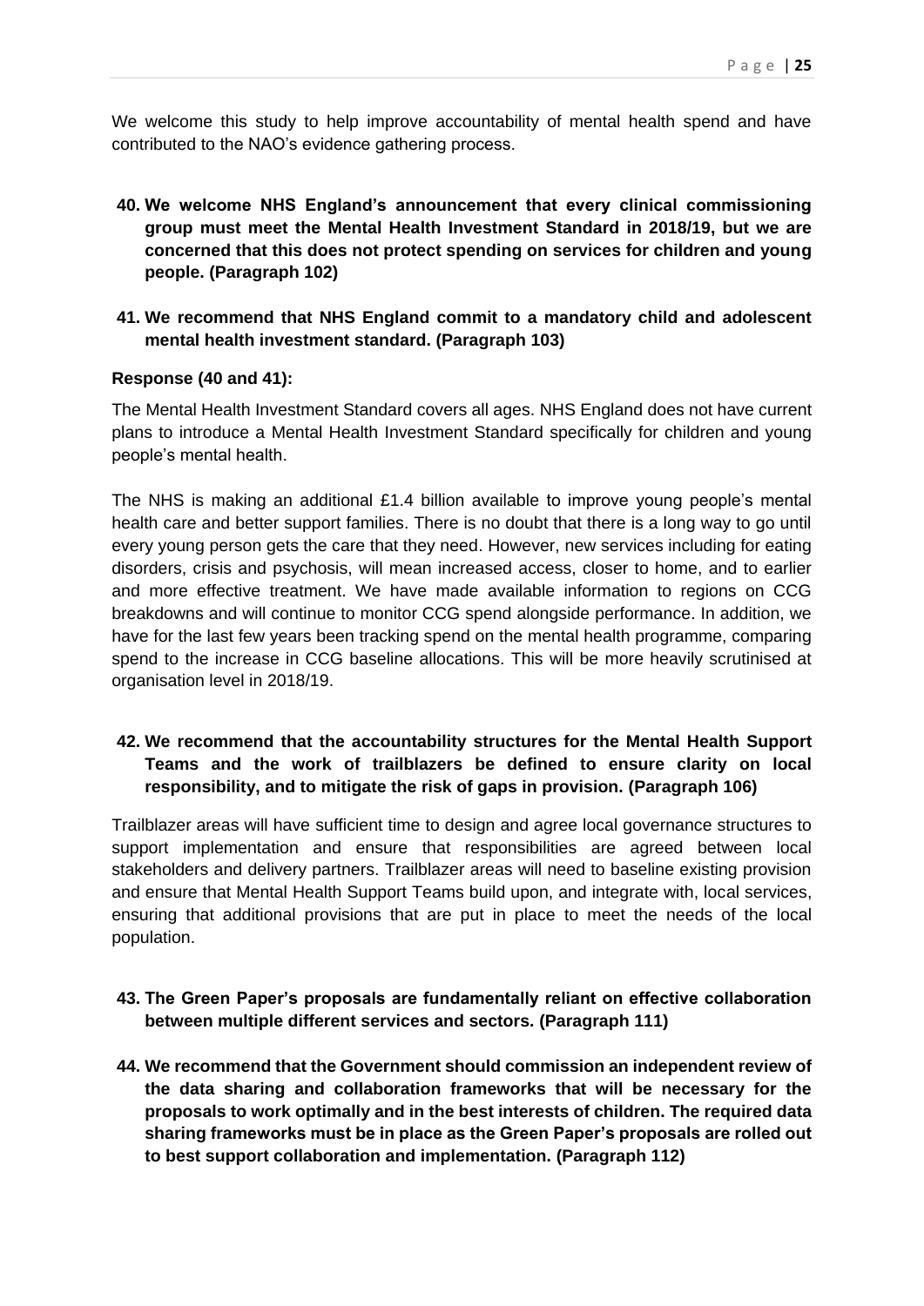We welcome this study to help improve accountability of mental health spend and have contributed to the NAO's evidence gathering process.

**40. We welcome NHS England's announcement that every clinical commissioning group must meet the Mental Health Investment Standard in 2018/19, but we are concerned that this does not protect spending on services for children and young people. (Paragraph 102)**

**41. We recommend that NHS England commit to a mandatory child and adolescent mental health investment standard. (Paragraph 103)**

**Response (40 and 41):**

The Mental Health Investment Standard covers all ages. NHS England does not have current plans to introduce a Mental Health Investment Standard specifically for children and young people's mental health.

The NHS is making an additional £1.4 billion available to improve young people's mental health care and better support families. There is no doubt that there is a long way to go until every young person gets the care that they need. However, new services including for eating disorders, crisis and psychosis, will mean increased access, closer to home, and to earlier and more effective treatment. We have made available information to regions on CCG breakdowns and will continue to monitor CCG spend alongside performance. In addition, we have for the last few years been tracking spend on the mental health programme, comparing spend to the increase in CCG baseline allocations. This will be more heavily scrutinised at organisation level in 2018/19.

**42. We recommend that the accountability structures for the Mental Health Support Teams and the work of trailblazers be defined to ensure clarity on local responsibility, and to mitigate the risk of gaps in provision. (Paragraph 106)**

Trailblazer areas will have sufficient time to design and agree local governance structures to support implementation and ensure that responsibilities are agreed between local stakeholders and delivery partners. Trailblazer areas will need to baseline existing provision and ensure that Mental Health Support Teams build upon, and integrate with, local services, ensuring that additional provisions that are put in place to meet the needs of the local population.

**43. The Green Paper's proposals are fundamentally reliant on effective collaboration between multiple different services and sectors. (Paragraph 111)**

**44. We recommend that the Government should commission an independent review of the data sharing and collaboration frameworks that will be necessary for the proposals to work optimally and in the best interests of children. The required data sharing frameworks must be in place as the Green Paper's proposals are rolled out to best support collaboration and implementation. (Paragraph 112)**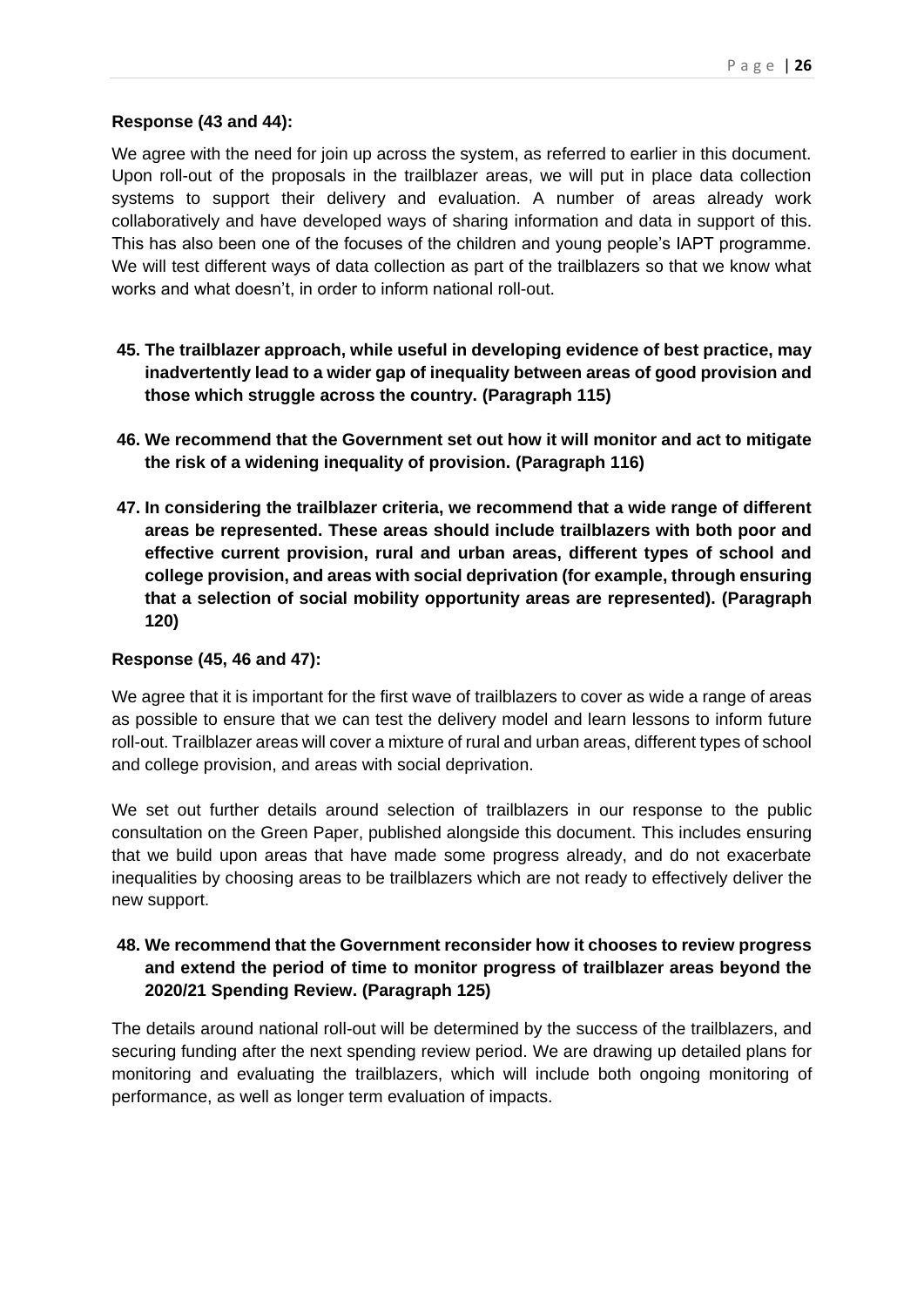**Response (43 and 44):**

We agree with the need for join up across the system, as referred to earlier in this document. Upon roll-out of the proposals in the trailblazer areas, we will put in place data collection systems to support their delivery and evaluation. A number of areas already work collaboratively and have developed ways of sharing information and data in support of this. This has also been one of the focuses of the children and young people's IAPT programme. We will test different ways of data collection as part of the trailblazers so that we know what works and what doesn't, in order to inform national roll-out.

**45. The trailblazer approach, while useful in developing evidence of best practice, may inadvertently lead to a wider gap of inequality between areas of good provision and those which struggle across the country. (Paragraph 115)**

**46. We recommend that the Government set out how it will monitor and act to mitigate the risk of a widening inequality of provision. (Paragraph 116)**

**47. In considering the trailblazer criteria, we recommend that a wide range of different areas be represented. These areas should include trailblazers with both poor and effective current provision, rural and urban areas, different types of school and college provision, and areas with social deprivation (for example, through ensuring that a selection of social mobility opportunity areas are represented). (Paragraph 120)**

**Response (45, 46 and 47):**

We agree that it is important for the first wave of trailblazers to cover as wide a range of areas as possible to ensure that we can test the delivery model and learn lessons to inform future roll-out. Trailblazer areas will cover a mixture of rural and urban areas, different types of school and college provision, and areas with social deprivation.

We set out further details around selection of trailblazers in our response to the public consultation on the Green Paper, published alongside this document. This includes ensuring that we build upon areas that have made some progress already, and do not exacerbate inequalities by choosing areas to be trailblazers which are not ready to effectively deliver the new support.

**48. We recommend that the Government reconsider how it chooses to review progress and extend the period of time to monitor progress of trailblazer areas beyond the 2020/21 Spending Review. (Paragraph 125)**

The details around national roll-out will be determined by the success of the trailblazers, and securing funding after the next spending review period. We are drawing up detailed plans for monitoring and evaluating the trailblazers, which will include both ongoing monitoring of performance, as well as longer term evaluation of impacts.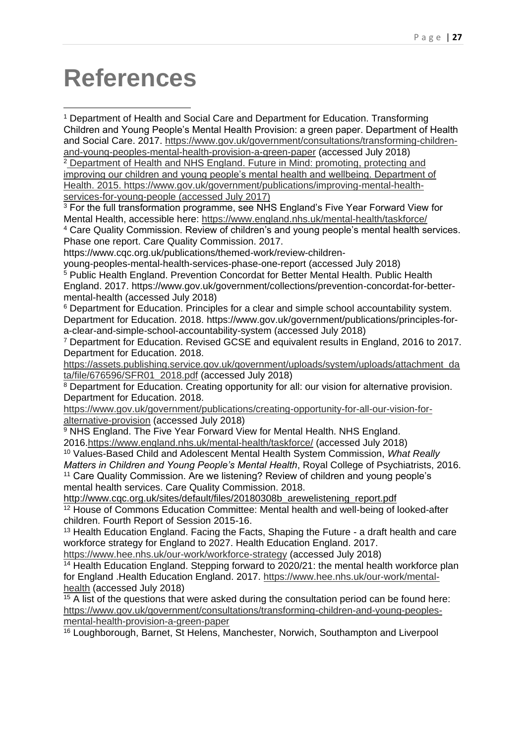# References

[1] Department of Health and Social Care and Department for Education. Transforming Children and Young People's Mental Health Provision: a green paper. Department of Health and Social Care. 2017. https://www.gov.uk/government/consultations/transforming-children-and-young-peoples-mental-health-provision-a-green-paper (accessed July 2018)

[2] Department of Health and NHS England. Future in Mind: promoting, protecting and improving our children and young people's mental health and wellbeing. Department of Health. 2015. https://www.gov.uk/government/publications/improving-mental-health-services-for-young-people (accessed July 2017)

[3] For the full transformation programme, see NHS England's Five Year Forward View for Mental Health, accessible here: https://www.england.nhs.uk/mental-health/taskforce/

[4] Care Quality Commission. Review of children's and young people's mental health services. Phase one report. Care Quality Commission. 2017. https://www.cqc.org.uk/publications/themed-work/review-children-young-peoples-mental-health-services-phase-one-report (accessed July 2018)

[5] Public Health England. Prevention Concordat for Better Mental Health. Public Health England. 2017. https://www.gov.uk/government/collections/prevention-concordat-for-better-mental-health (accessed July 2018)

[6] Department for Education. Principles for a clear and simple school accountability system. Department for Education. 2018. https://www.gov.uk/government/publications/principles-for-a-clear-and-simple-school-accountability-system (accessed July 2018)

[7] Department for Education. Revised GCSE and equivalent results in England, 2016 to 2017. Department for Education. 2018. https://assets.publishing.service.gov.uk/government/uploads/system/uploads/attachment_data/file/676596/SFR01_2018.pdf (accessed July 2018)

[8] Department for Education. Creating opportunity for all: our vision for alternative provision. Department for Education. 2018. https://www.gov.uk/government/publications/creating-opportunity-for-all-our-vision-for-alternative-provision (accessed July 2018)

[9] NHS England. The Five Year Forward View for Mental Health. NHS England. 2016.https://www.england.nhs.uk/mental-health/taskforce/ (accessed July 2018)

[10] Values-Based Child and Adolescent Mental Health System Commission, *What Really Matters in Children and Young People's Mental Health*, Royal College of Psychiatrists, 2016.

[11] Care Quality Commission. Are we listening? Review of children and young people's mental health services. Care Quality Commission. 2018. http://www.cqc.org.uk/sites/default/files/20180308b_arewelistening_report.pdf

[12] House of Commons Education Committee: Mental health and well-being of looked-after children. Fourth Report of Session 2015-16.

[13] Health Education England. Facing the Facts, Shaping the Future - a draft health and care workforce strategy for England to 2027. Health Education England. 2017. https://www.hee.nhs.uk/our-work/workforce-strategy (accessed July 2018)

[14] Health Education England. Stepping forward to 2020/21: the mental health workforce plan for England .Health Education England. 2017. https://www.hee.nhs.uk/our-work/mental-health (accessed July 2018)

[15] A list of the questions that were asked during the consultation period can be found here: https://www.gov.uk/government/consultations/transforming-children-and-young-peoples-mental-health-provision-a-green-paper

[16] Loughborough, Barnet, St Helens, Manchester, Norwich, Southampton and Liverpool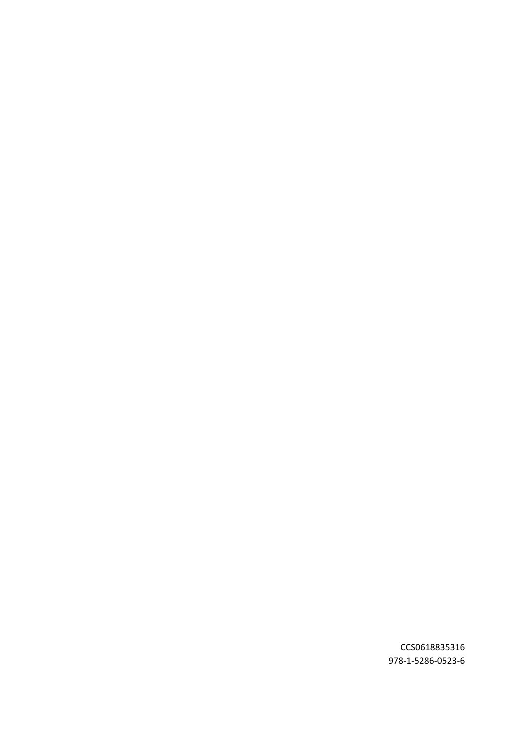CCS0618835316
978-1-5286-0523-6